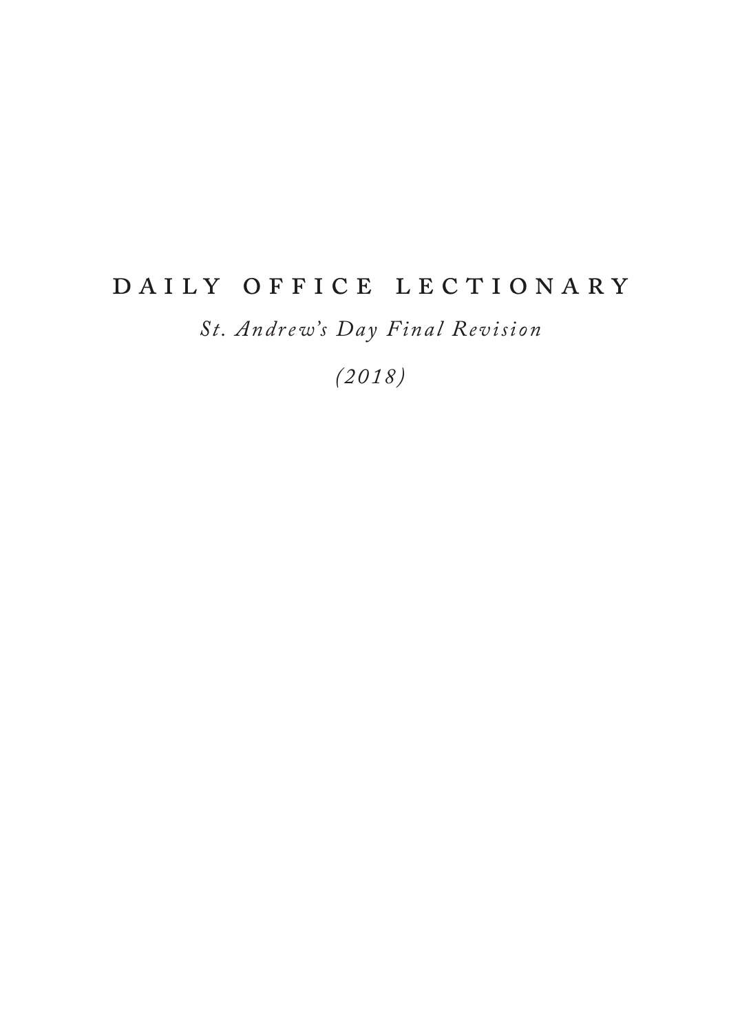# DAILY OFFICE LECTIONARY

*St. Andrew's Day Final Revision*

*(2018)*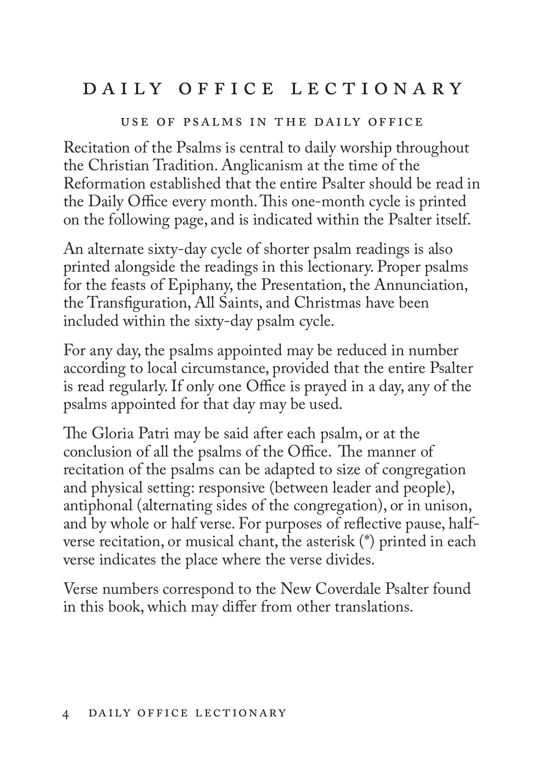# DAILY OFFICE LECTIONARY

## USE OF PSALMS IN THE DAILY OFFICE

Recitation of the Psalms is central to daily worship throughout the Christian Tradition. Anglicanism at the time of the Reformation established that the entire Psalter should be read in the Daily Office every month. This one-month cycle is printed on the following page, and is indicated within the Psalter itself.

An alternate sixty-day cycle of shorter psalm readings is also printed alongside the readings in this lectionary. Proper psalms for the feasts of Epiphany, the Presentation, the Annunciation, the Transfiguration, All Saints, and Christmas have been included within the sixty-day psalm cycle.

For any day, the psalms appointed may be reduced in number according to local circumstance, provided that the entire Psalter is read regularly. If only one Office is prayed in a day, any of the psalms appointed for that day may be used.

The Gloria Patri may be said after each psalm, or at the conclusion of all the psalms of the Office. The manner of recitation of the psalms can be adapted to size of congregation and physical setting: responsive (between leader and people), antiphonal (alternating sides of the congregation), or in unison, and by whole or half verse. For purposes of reflective pause, half-verse recitation, or musical chant, the asterisk (*) printed in each verse indicates the place where the verse divides.

Verse numbers correspond to the New Coverdale Psalter found in this book, which may differ from other translations.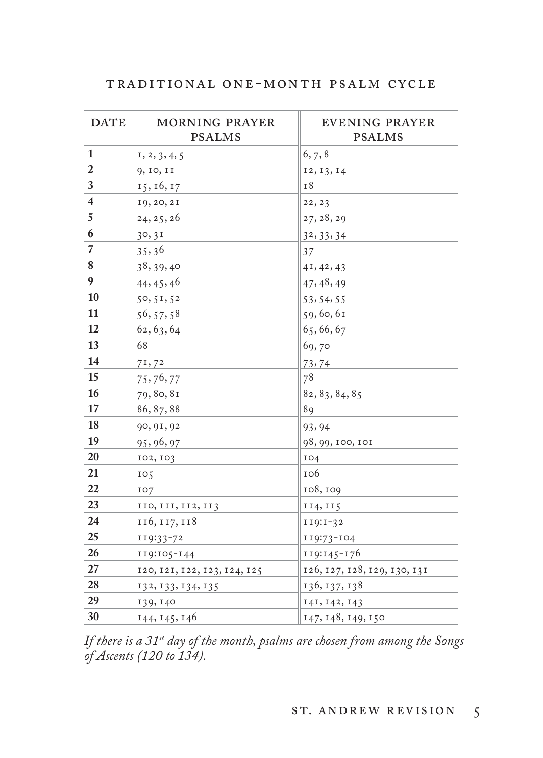## TRADITIONAL ONE-MONTH PSALM CYCLE

| DATE | MORNING PRAYER PSALMS | EVENING PRAYER PSALMS |
|---|---|---|
| **1** | 1, 2, 3, 4, 5 | 6, 7, 8 |
| **2** | 9, 10, 11 | 12, 13, 14 |
| **3** | 15, 16, 17 | 18 |
| **4** | 19, 20, 21 | 22, 23 |
| **5** | 24, 25, 26 | 27, 28, 29 |
| **6** | 30, 31 | 32, 33, 34 |
| **7** | 35, 36 | 37 |
| **8** | 38, 39, 40 | 41, 42, 43 |
| **9** | 44, 45, 46 | 47, 48, 49 |
| **10** | 50, 51, 52 | 53, 54, 55 |
| **11** | 56, 57, 58 | 59, 60, 61 |
| **12** | 62, 63, 64 | 65, 66, 67 |
| **13** | 68 | 69, 70 |
| **14** | 71, 72 | 73, 74 |
| **15** | 75, 76, 77 | 78 |
| **16** | 79, 80, 81 | 82, 83, 84, 85 |
| **17** | 86, 87, 88 | 89 |
| **18** | 90, 91, 92 | 93, 94 |
| **19** | 95, 96, 97 | 98, 99, 100, 101 |
| **20** | 102, 103 | 104 |
| **21** | 105 | 106 |
| **22** | 107 | 108, 109 |
| **23** | 110, 111, 112, 113 | 114, 115 |
| **24** | 116, 117, 118 | 119:1-32 |
| **25** | 119:33-72 | 119:73-104 |
| **26** | 119:105-144 | 119:145-176 |
| **27** | 120, 121, 122, 123, 124, 125 | 126, 127, 128, 129, 130, 131 |
| **28** | 132, 133, 134, 135 | 136, 137, 138 |
| **29** | 139, 140 | 141, 142, 143 |
| **30** | 144, 145, 146 | 147, 148, 149, 150 |

*If there is a 31st day of the month, psalms are chosen from among the Songs of Ascents (120 to 134).*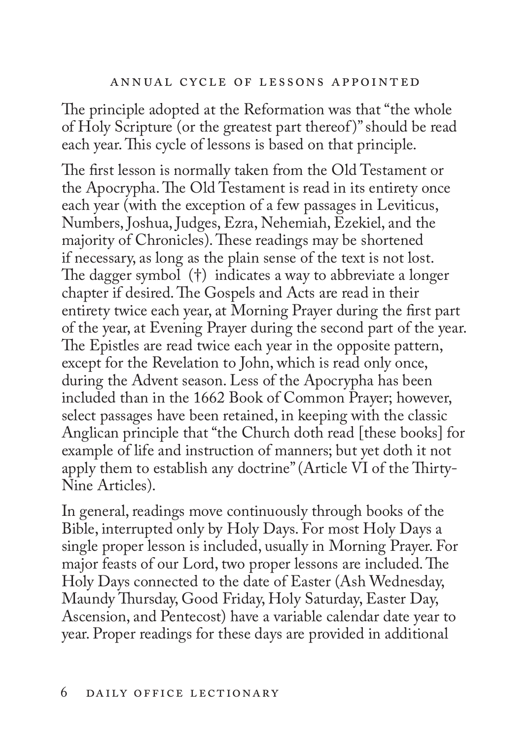## Annual Cycle of Lessons Appointed

The principle adopted at the Reformation was that "the whole of Holy Scripture (or the greatest part thereof)" should be read each year. This cycle of lessons is based on that principle.

The first lesson is normally taken from the Old Testament or the Apocrypha. The Old Testament is read in its entirety once each year (with the exception of a few passages in Leviticus, Numbers, Joshua, Judges, Ezra, Nehemiah, Ezekiel, and the majority of Chronicles). These readings may be shortened if necessary, as long as the plain sense of the text is not lost. The dagger symbol (†) indicates a way to abbreviate a longer chapter if desired. The Gospels and Acts are read in their entirety twice each year, at Morning Prayer during the first part of the year, at Evening Prayer during the second part of the year. The Epistles are read twice each year in the opposite pattern, except for the Revelation to John, which is read only once, during the Advent season. Less of the Apocrypha has been included than in the 1662 Book of Common Prayer; however, select passages have been retained, in keeping with the classic Anglican principle that "the Church doth read [these books] for example of life and instruction of manners; but yet doth it not apply them to establish any doctrine" (Article VI of the Thirty-Nine Articles).

In general, readings move continuously through books of the Bible, interrupted only by Holy Days. For most Holy Days a single proper lesson is included, usually in Morning Prayer. For major feasts of our Lord, two proper lessons are included. The Holy Days connected to the date of Easter (Ash Wednesday, Maundy Thursday, Good Friday, Holy Saturday, Easter Day, Ascension, and Pentecost) have a variable calendar date year to year. Proper readings for these days are provided in additional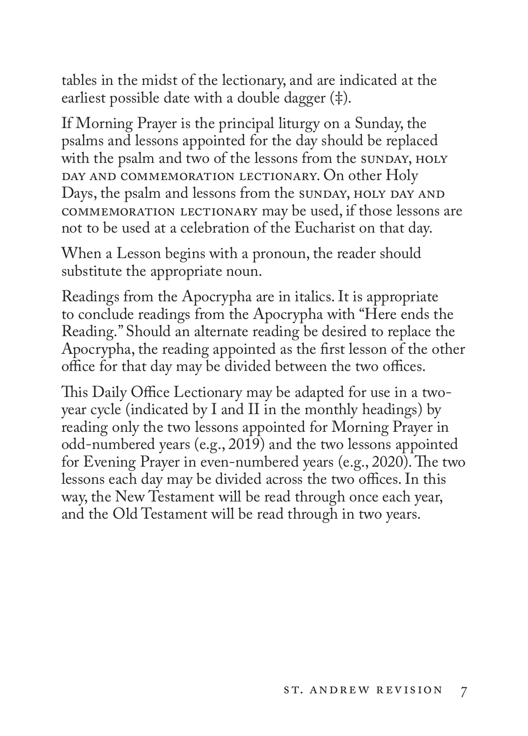tables in the midst of the lectionary, and are indicated at the earliest possible date with a double dagger (‡).

If Morning Prayer is the principal liturgy on a Sunday, the psalms and lessons appointed for the day should be replaced with the psalm and two of the lessons from the SUNDAY, HOLY DAY AND COMMEMORATION LECTIONARY. On other Holy Days, the psalm and lessons from the SUNDAY, HOLY DAY AND COMMEMORATION LECTIONARY may be used, if those lessons are not to be used at a celebration of the Eucharist on that day.

When a Lesson begins with a pronoun, the reader should substitute the appropriate noun.

Readings from the Apocrypha are in italics. It is appropriate to conclude readings from the Apocrypha with "Here ends the Reading." Should an alternate reading be desired to replace the Apocrypha, the reading appointed as the first lesson of the other office for that day may be divided between the two offices.

This Daily Office Lectionary may be adapted for use in a two-year cycle (indicated by I and II in the monthly headings) by reading only the two lessons appointed for Morning Prayer in odd-numbered years (e.g., 2019) and the two lessons appointed for Evening Prayer in even-numbered years (e.g., 2020). The two lessons each day may be divided across the two offices. In this way, the New Testament will be read through once each year, and the Old Testament will be read through in two years.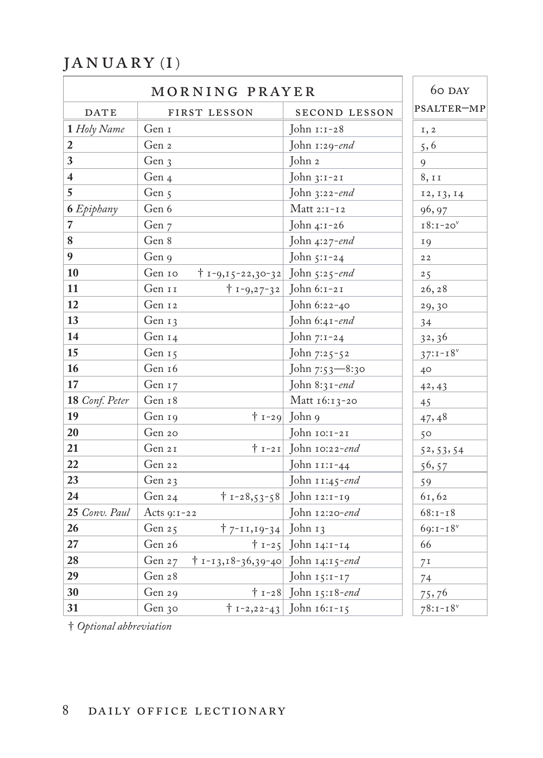# JANUARY (I)

| MORNING PRAYER | | | 60 DAY |
|---|---|---|---|
| DATE | FIRST LESSON | SECOND LESSON | PSALTER—MP |
| **1** *Holy Name* | Gen 1 | John 1:1-28 | 1, 2 |
| **2** | Gen 2 | John 1:29-*end* | 5, 6 |
| **3** | Gen 3 | John 2 | 9 |
| **4** | Gen 4 | John 3:1-21 | 8, 11 |
| **5** | Gen 5 | John 3:22-*end* | 12, 13, 14 |
| **6** *Epiphany* | Gen 6 | Matt 2:1-12 | 96, 97 |
| **7** | Gen 7 | John 4:1-26 | 18:1-20v |
| **8** | Gen 8 | John 4:27-*end* | 19 |
| **9** | Gen 9 | John 5:1-24 | 22 |
| **10** | Gen 10 † 1-9,15-22,30-32 | John 5:25-*end* | 25 |
| **11** | Gen 11 † 1-9,27-32 | John 6:1-21 | 26, 28 |
| **12** | Gen 12 | John 6:22-40 | 29, 30 |
| **13** | Gen 13 | John 6:41-*end* | 34 |
| **14** | Gen 14 | John 7:1-24 | 32, 36 |
| **15** | Gen 15 | John 7:25-52 | 37:1-18v |
| **16** | Gen 16 | John 7:53—8:30 | 40 |
| **17** | Gen 17 | John 8:31-*end* | 42, 43 |
| **18** *Conf. Peter* | Gen 18 | Matt 16:13-20 | 45 |
| **19** | Gen 19 † 1-29 | John 9 | 47, 48 |
| **20** | Gen 20 | John 10:1-21 | 50 |
| **21** | Gen 21 † 1-21 | John 10:22-*end* | 52, 53, 54 |
| **22** | Gen 22 | John 11:1-44 | 56, 57 |
| **23** | Gen 23 | John 11:45-*end* | 59 |
| **24** | Gen 24 † 1-28,53-58 | John 12:1-19 | 61, 62 |
| **25** *Conv. Paul* | Acts 9:1-22 | John 12:20-*end* | 68:1-18 |
| **26** | Gen 25 † 7-11,19-34 | John 13 | 69:1-18v |
| **27** | Gen 26 † 1-25 | John 14:1-14 | 66 |
| **28** | Gen 27 † 1-13,18-36,39-40 | John 14:15-*end* | 71 |
| **29** | Gen 28 | John 15:1-17 | 74 |
| **30** | Gen 29 † 1-28 | John 15:18-*end* | 75, 76 |
| **31** | Gen 30 † 1-2,22-43 | John 16:1-15 | 78:1-18v |

† *Optional abbreviation*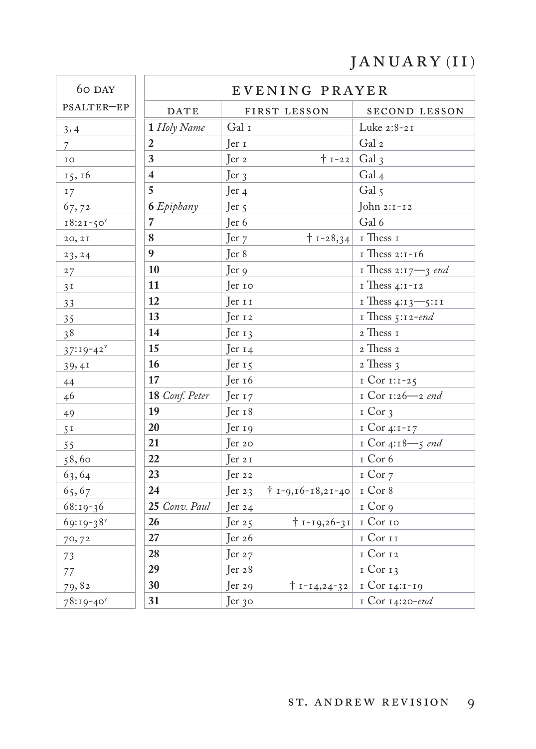# JANUARY (II)

| 60 DAY PSALTER—EP | EVENING PRAYER | | |
|---|---|---|---|
| | DATE | FIRST LESSON | SECOND LESSON |
| 3, 4 | **1** *Holy Name* | Gal 1 | Luke 2:8-21 |
| 7 | **2** | Jer 1 | Gal 2 |
| 10 | **3** | Jer 2 † 1-22 | Gal 3 |
| 15, 16 | **4** | Jer 3 | Gal 4 |
| 17 | **5** | Jer 4 | Gal 5 |
| 67, 72 | **6** *Epiphany* | Jer 5 | John 2:1-12 |
| 18:21-50[v] | **7** | Jer 6 | Gal 6 |
| 20, 21 | **8** | Jer 7 † 1-28,34 | 1 Thess 1 |
| 23, 24 | **9** | Jer 8 | 1 Thess 2:1-16 |
| 27 | **10** | Jer 9 | 1 Thess 2:17—3 *end* |
| 31 | **11** | Jer 10 | 1 Thess 4:1-12 |
| 33 | **12** | Jer 11 | 1 Thess 4:13—5:11 |
| 35 | **13** | Jer 12 | 1 Thess 5:12-*end* |
| 38 | **14** | Jer 13 | 2 Thess 1 |
| 37:19-42[v] | **15** | Jer 14 | 2 Thess 2 |
| 39, 41 | **16** | Jer 15 | 2 Thess 3 |
| 44 | **17** | Jer 16 | 1 Cor 1:1-25 |
| 46 | **18** *Conf. Peter* | Jer 17 | 1 Cor 1:26—2 *end* |
| 49 | **19** | Jer 18 | 1 Cor 3 |
| 51 | **20** | Jer 19 | 1 Cor 4:1-17 |
| 55 | **21** | Jer 20 | 1 Cor 4:18—5 *end* |
| 58, 60 | **22** | Jer 21 | 1 Cor 6 |
| 63, 64 | **23** | Jer 22 | 1 Cor 7 |
| 65, 67 | **24** | Jer 23 † 1-9,16-18,21-40 | 1 Cor 8 |
| 68:19-36 | **25** *Conv. Paul* | Jer 24 | 1 Cor 9 |
| 69:19-38[v] | **26** | Jer 25 † 1-19,26-31 | 1 Cor 10 |
| 70, 72 | **27** | Jer 26 | 1 Cor 11 |
| 73 | **28** | Jer 27 | 1 Cor 12 |
| 77 | **29** | Jer 28 | 1 Cor 13 |
| 79, 82 | **30** | Jer 29 † 1-14,24-32 | 1 Cor 14:1-19 |
| 78:19-40[v] | **31** | Jer 30 | 1 Cor 14:20-*end* |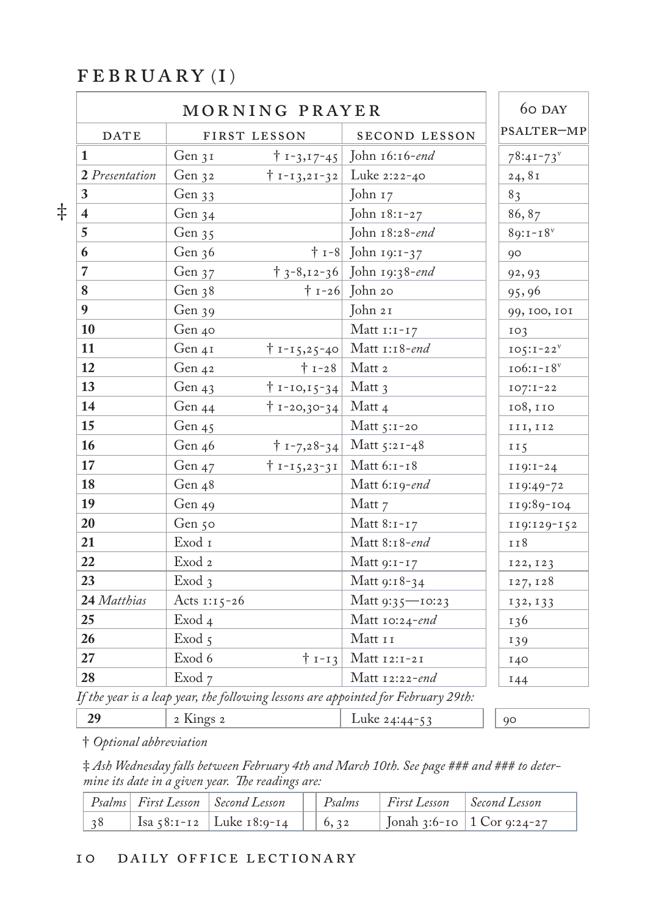# FEBRUARY (I)

| MORNING PRAYER | | | | 60 DAY |
|---|---|---|---|---|
| DATE | FIRST LESSON | | SECOND LESSON | PSALTER—MP |
| **1** | Gen 31 | † 1-3,17-45 | John 16:16-*end* | 78:41-73[v] |
| **2** *Presentation* | Gen 32 | † 1-13,21-32 | Luke 2:22-40 | 24, 81 |
| **3** | Gen 33 | | John 17 | 83 |
| ‡ **4** | Gen 34 | | John 18:1-27 | 86, 87 |
| **5** | Gen 35 | | John 18:28-*end* | 89:1-18[v] |
| **6** | Gen 36 | † 1-8 | John 19:1-37 | 90 |
| **7** | Gen 37 | † 3-8,12-36 | John 19:38-*end* | 92, 93 |
| **8** | Gen 38 | † 1-26 | John 20 | 95, 96 |
| **9** | Gen 39 | | John 21 | 99, 100, 101 |
| **10** | Gen 40 | | Matt 1:1-17 | 103 |
| **11** | Gen 41 | † 1-15,25-40 | Matt 1:18-*end* | 105:1-22[v] |
| **12** | Gen 42 | † 1-28 | Matt 2 | 106:1-18[v] |
| **13** | Gen 43 | † 1-10,15-34 | Matt 3 | 107:1-22 |
| **14** | Gen 44 | † 1-20,30-34 | Matt 4 | 108, 110 |
| **15** | Gen 45 | | Matt 5:1-20 | 111, 112 |
| **16** | Gen 46 | † 1-7,28-34 | Matt 5:21-48 | 115 |
| **17** | Gen 47 | † 1-15,23-31 | Matt 6:1-18 | 119:1-24 |
| **18** | Gen 48 | | Matt 6:19-*end* | 119:49-72 |
| **19** | Gen 49 | | Matt 7 | 119:89-104 |
| **20** | Gen 50 | | Matt 8:1-17 | 119:129-152 |
| **21** | Exod 1 | | Matt 8:18-*end* | 118 |
| **22** | Exod 2 | | Matt 9:1-17 | 122, 123 |
| **23** | Exod 3 | | Matt 9:18-34 | 127, 128 |
| **24** *Matthias* | Acts 1:15-26 | | Matt 9:35—10:23 | 132, 133 |
| **25** | Exod 4 | | Matt 10:24-*end* | 136 |
| **26** | Exod 5 | | Matt 11 | 139 |
| **27** | Exod 6 | † 1-13 | Matt 12:1-21 | 140 |
| **28** | Exod 7 | | Matt 12:22-*end* | 144 |

*If the year is a leap year, the following lessons are appointed for February 29th:*

| | | | |
|---|---|---|---|
| **29** | 2 Kings 2 | Luke 24:44-53 | 90 |

† *Optional abbreviation*

‡ *Ash Wednesday falls between February 4th and March 10th. See page ### and ### to determine its date in a given year. The readings are:*

| *Psalms* | *First Lesson* | *Second Lesson* | *Psalms* | *First Lesson* | *Second Lesson* |
|---|---|---|---|---|---|
| 38 | Isa 58:1-12 | Luke 18:9-14 | 6, 32 | Jonah 3:6-10 | 1 Cor 9:24-27 |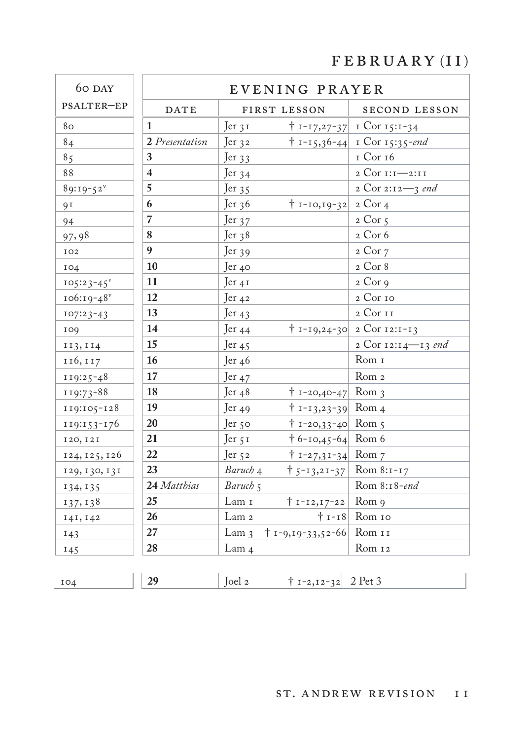# FEBRUARY (II)

| 60 DAY PSALTER—EP | EVENING PRAYER | | | |
|---|---|---|---|---|
| | DATE | FIRST LESSON | | SECOND LESSON |
| 80 | **1** | Jer 31 | † 1-17,27-37 | 1 Cor 15:1-34 |
| 84 | **2** *Presentation* | Jer 32 | † 1-15,36-44 | 1 Cor 15:35-*end* |
| 85 | **3** | Jer 33 | | 1 Cor 16 |
| 88 | **4** | Jer 34 | | 2 Cor 1:1—2:11 |
| 89:19-52[v] | **5** | Jer 35 | | 2 Cor 2:12—3 *end* |
| 91 | **6** | Jer 36 | † 1-10,19-32 | 2 Cor 4 |
| 94 | **7** | Jer 37 | | 2 Cor 5 |
| 97, 98 | **8** | Jer 38 | | 2 Cor 6 |
| 102 | **9** | Jer 39 | | 2 Cor 7 |
| 104 | **10** | Jer 40 | | 2 Cor 8 |
| 105:23-45[v] | **11** | Jer 41 | | 2 Cor 9 |
| 106:19-48[v] | **12** | Jer 42 | | 2 Cor 10 |
| 107:23-43 | **13** | Jer 43 | | 2 Cor 11 |
| 109 | **14** | Jer 44 | † 1-19,24-30 | 2 Cor 12:1-13 |
| 113, 114 | **15** | Jer 45 | | 2 Cor 12:14—13 *end* |
| 116, 117 | **16** | Jer 46 | | Rom 1 |
| 119:25-48 | **17** | Jer 47 | | Rom 2 |
| 119:73-88 | **18** | Jer 48 | † 1-20,40-47 | Rom 3 |
| 119:105-128 | **19** | Jer 49 | † 1-13,23-39 | Rom 4 |
| 119:153-176 | **20** | Jer 50 | † 1-20,33-40 | Rom 5 |
| 120, 121 | **21** | Jer 51 | † 6-10,45-64 | Rom 6 |
| 124, 125, 126 | **22** | Jer 52 | † 1-27,31-34 | Rom 7 |
| 129, 130, 131 | **23** | *Baruch* 4 | † 5-13,21-37 | Rom 8:1-17 |
| 134, 135 | **24** *Matthias* | *Baruch* 5 | | Rom 8:18-*end* |
| 137, 138 | **25** | Lam 1 | † 1-12,17-22 | Rom 9 |
| 141, 142 | **26** | Lam 2 | † 1-18 | Rom 10 |
| 143 | **27** | Lam 3 | † 1-9,19-33,52-66 | Rom 11 |
| 145 | **28** | Lam 4 | | Rom 12 |
| | | | | |
| 104 | **29** | Joel 2 | † 1-2,12-32 | 2 Pet 3 |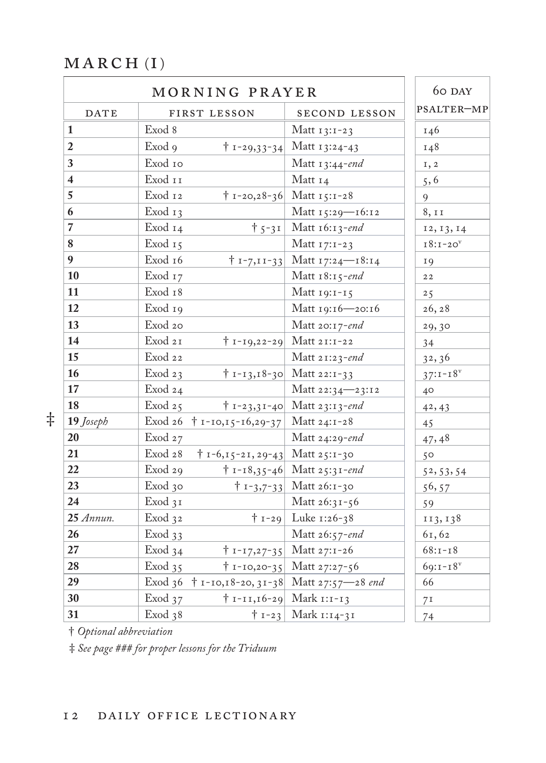## MARCH (I)

| MORNING PRAYER | | | 60 DAY |
|---|---|---|---|
| DATE | FIRST LESSON | SECOND LESSON | PSALTER—MP |
| **1** | Exod 8 | Matt 13:1-23 | 146 |
| **2** | Exod 9 † 1-29,33-34 | Matt 13:24-43 | 148 |
| **3** | Exod 10 | Matt 13:44-*end* | 1, 2 |
| **4** | Exod 11 | Matt 14 | 5, 6 |
| **5** | Exod 12 † 1-20,28-36 | Matt 15:1-28 | 9 |
| **6** | Exod 13 | Matt 15:29—16:12 | 8, 11 |
| **7** | Exod 14 † 5-31 | Matt 16:13-*end* | 12, 13, 14 |
| **8** | Exod 15 | Matt 17:1-23 | 18:1-20[v] |
| **9** | Exod 16 † 1-7,11-33 | Matt 17:24—18:14 | 19 |
| **10** | Exod 17 | Matt 18:15-*end* | 22 |
| **11** | Exod 18 | Matt 19:1-15 | 25 |
| **12** | Exod 19 | Matt 19:16—20:16 | 26, 28 |
| **13** | Exod 20 | Matt 20:17-*end* | 29, 30 |
| **14** | Exod 21 † 1-19,22-29 | Matt 21:1-22 | 34 |
| **15** | Exod 22 | Matt 21:23-*end* | 32, 36 |
| **16** | Exod 23 † 1-13,18-30 | Matt 22:1-33 | 37:1-18[v] |
| **17** | Exod 24 | Matt 22:34—23:12 | 40 |
| **18** | Exod 25 † 1-23,31-40 | Matt 23:13-*end* | 42, 43 |
| ‡ **19** *Joseph* | Exod 26 † 1-10,15-16,29-37 | Matt 24:1-28 | 45 |
| **20** | Exod 27 | Matt 24:29-*end* | 47, 48 |
| **21** | Exod 28 † 1-6,15-21, 29-43 | Matt 25:1-30 | 50 |
| **22** | Exod 29 † 1-18,35-46 | Matt 25:31-*end* | 52, 53, 54 |
| **23** | Exod 30 † 1-3,7-33 | Matt 26:1-30 | 56, 57 |
| **24** | Exod 31 | Matt 26:31-56 | 59 |
| **25** *Annun.* | Exod 32 † 1-29 | Luke 1:26-38 | 113, 138 |
| **26** | Exod 33 | Matt 26:57-*end* | 61, 62 |
| **27** | Exod 34 † 1-17,27-35 | Matt 27:1-26 | 68:1-18 |
| **28** | Exod 35 † 1-10,20-35 | Matt 27:27-56 | 69:1-18[v] |
| **29** | Exod 36 † 1-10,18-20, 31-38 | Matt 27:57—28 *end* | 66 |
| **30** | Exod 37 † 1-11,16-29 | Mark 1:1-13 | 71 |
| **31** | Exod 38 † 1-23 | Mark 1:14-31 | 74 |

† *Optional abbreviation*

‡ *See page ### for proper lessons for the Triduum*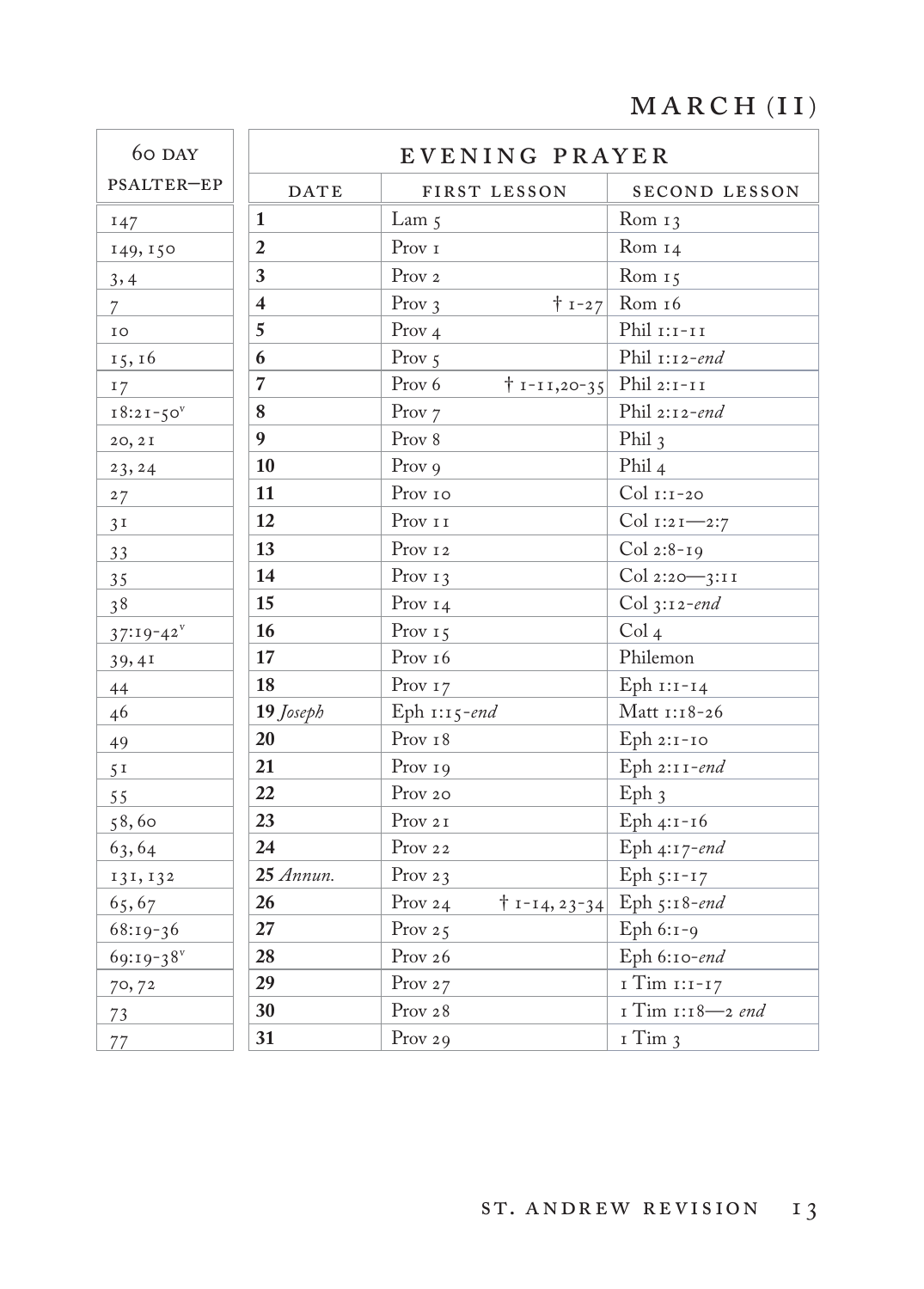# MARCH (II)

| 60 DAY PSALTER—EP | DATE | FIRST LESSON | | SECOND LESSON |
|---|---|---|---|---|
| | **EVENING PRAYER** | | | |
| 147 | **1** | Lam 5 | | Rom 13 |
| 149, 150 | **2** | Prov 1 | | Rom 14 |
| 3, 4 | **3** | Prov 2 | | Rom 15 |
| 7 | **4** | Prov 3 | † 1-27 | Rom 16 |
| 10 | **5** | Prov 4 | | Phil 1:1-11 |
| 15, 16 | **6** | Prov 5 | | Phil 1:12-*end* |
| 17 | **7** | Prov 6 | † 1-11,20-35 | Phil 2:1-11 |
| 18:21-50[v] | **8** | Prov 7 | | Phil 2:12-*end* |
| 20, 21 | **9** | Prov 8 | | Phil 3 |
| 23, 24 | **10** | Prov 9 | | Phil 4 |
| 27 | **11** | Prov 10 | | Col 1:1-20 |
| 31 | **12** | Prov 11 | | Col 1:21—2:7 |
| 33 | **13** | Prov 12 | | Col 2:8-19 |
| 35 | **14** | Prov 13 | | Col 2:20—3:11 |
| 38 | **15** | Prov 14 | | Col 3:12-*end* |
| 37:19-42[v] | **16** | Prov 15 | | Col 4 |
| 39, 41 | **17** | Prov 16 | | Philemon |
| 44 | **18** | Prov 17 | | Eph 1:1-14 |
| 46 | **19** *Joseph* | Eph 1:15-*end* | | Matt 1:18-26 |
| 49 | **20** | Prov 18 | | Eph 2:1-10 |
| 51 | **21** | Prov 19 | | Eph 2:11-*end* |
| 55 | **22** | Prov 20 | | Eph 3 |
| 58, 60 | **23** | Prov 21 | | Eph 4:1-16 |
| 63, 64 | **24** | Prov 22 | | Eph 4:17-*end* |
| 131, 132 | **25** *Annun.* | Prov 23 | | Eph 5:1-17 |
| 65, 67 | **26** | Prov 24 | † 1-14, 23-34 | Eph 5:18-*end* |
| 68:19-36 | **27** | Prov 25 | | Eph 6:1-9 |
| 69:19-38[v] | **28** | Prov 26 | | Eph 6:10-*end* |
| 70, 72 | **29** | Prov 27 | | 1 Tim 1:1-17 |
| 73 | **30** | Prov 28 | | 1 Tim 1:18—2 *end* |
| 77 | **31** | Prov 29 | | 1 Tim 3 |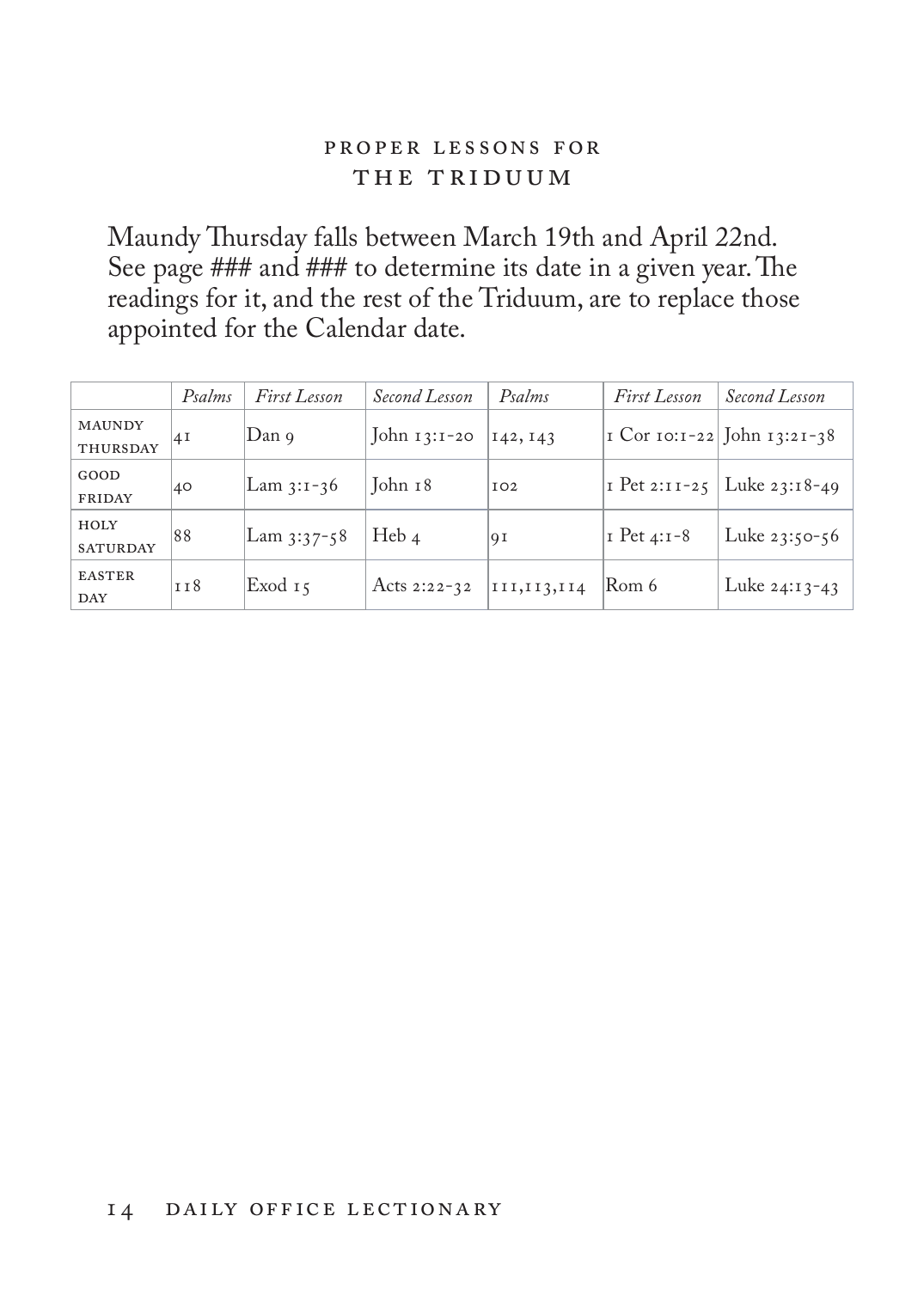## PROPER LESSONS FOR THE TRIDUUM

Maundy Thursday falls between March 19th and April 22nd. See page ### and ### to determine its date in a given year. The readings for it, and the rest of the Triduum, are to replace those appointed for the Calendar date.

| | *Psalms* | *First Lesson* | *Second Lesson* | *Psalms* | *First Lesson* | *Second Lesson* |
|---|---|---|---|---|---|---|
| MAUNDY THURSDAY | 41 | Dan 9 | John 13:1-20 | 142, 143 | 1 Cor 10:1-22 | John 13:21-38 |
| GOOD FRIDAY | 40 | Lam 3:1-36 | John 18 | 102 | 1 Pet 2:11-25 | Luke 23:18-49 |
| HOLY SATURDAY | 88 | Lam 3:37-58 | Heb 4 | 91 | 1 Pet 4:1-8 | Luke 23:50-56 |
| EASTER DAY | 118 | Exod 15 | Acts 2:22-32 | 111,113,114 | Rom 6 | Luke 24:13-43 |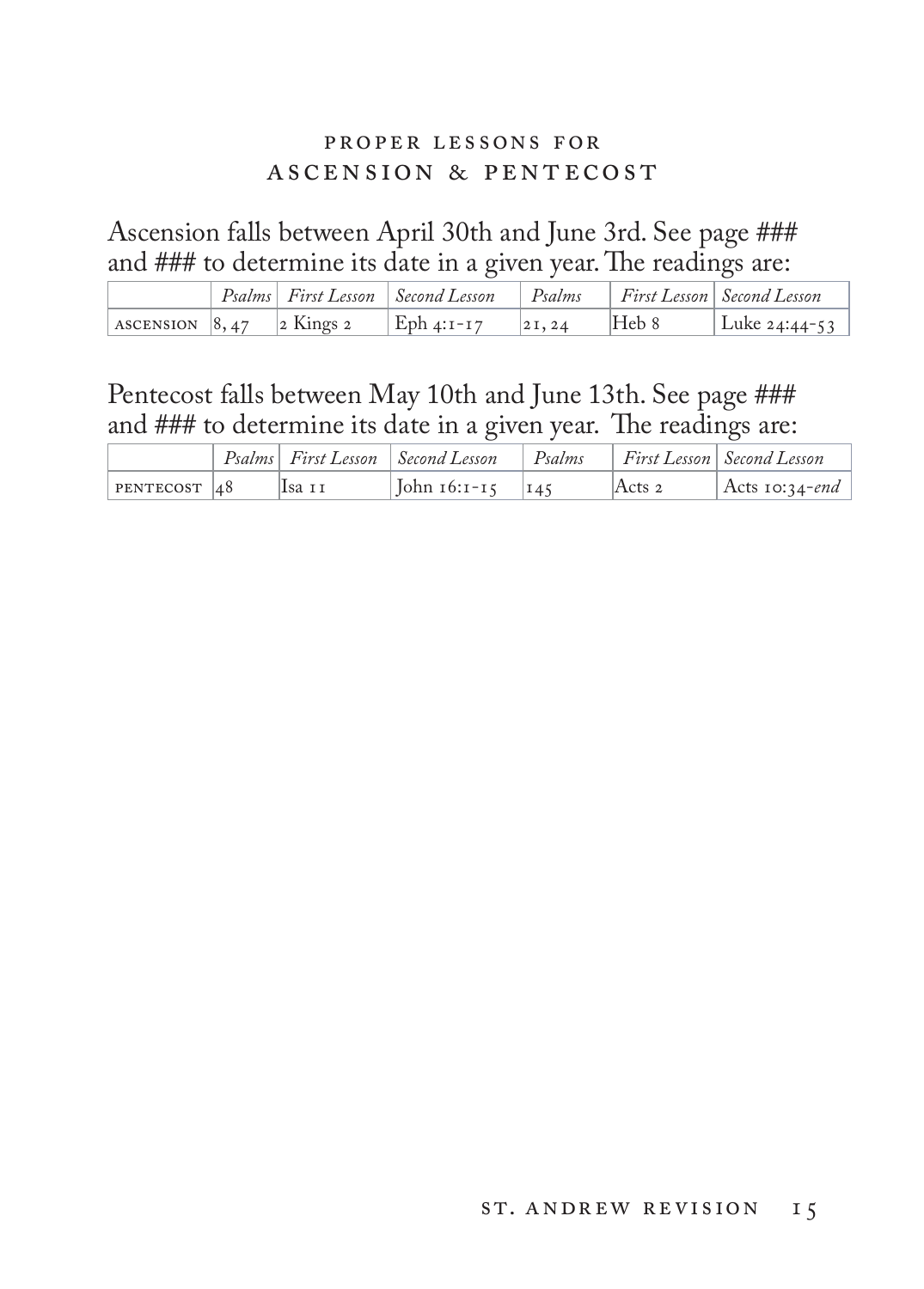## PROPER LESSONS FOR ASCENSION & PENTECOST

Ascension falls between April 30th and June 3rd. See page ### and ### to determine its date in a given year. The readings are:

| | *Psalms* | *First Lesson* | *Second Lesson* | *Psalms* | *First Lesson* | *Second Lesson* |
|---|---|---|---|---|---|---|
| ASCENSION | 8, 47 | 2 Kings 2 | Eph 4:1-17 | 21, 24 | Heb 8 | Luke 24:44-53 |

Pentecost falls between May 10th and June 13th. See page ### and ### to determine its date in a given year. The readings are:

| | *Psalms* | *First Lesson* | *Second Lesson* | *Psalms* | *First Lesson* | *Second Lesson* |
|---|---|---|---|---|---|---|
| PENTECOST | 48 | Isa 11 | John 16:1-15 | 145 | Acts 2 | Acts 10:34-*end* |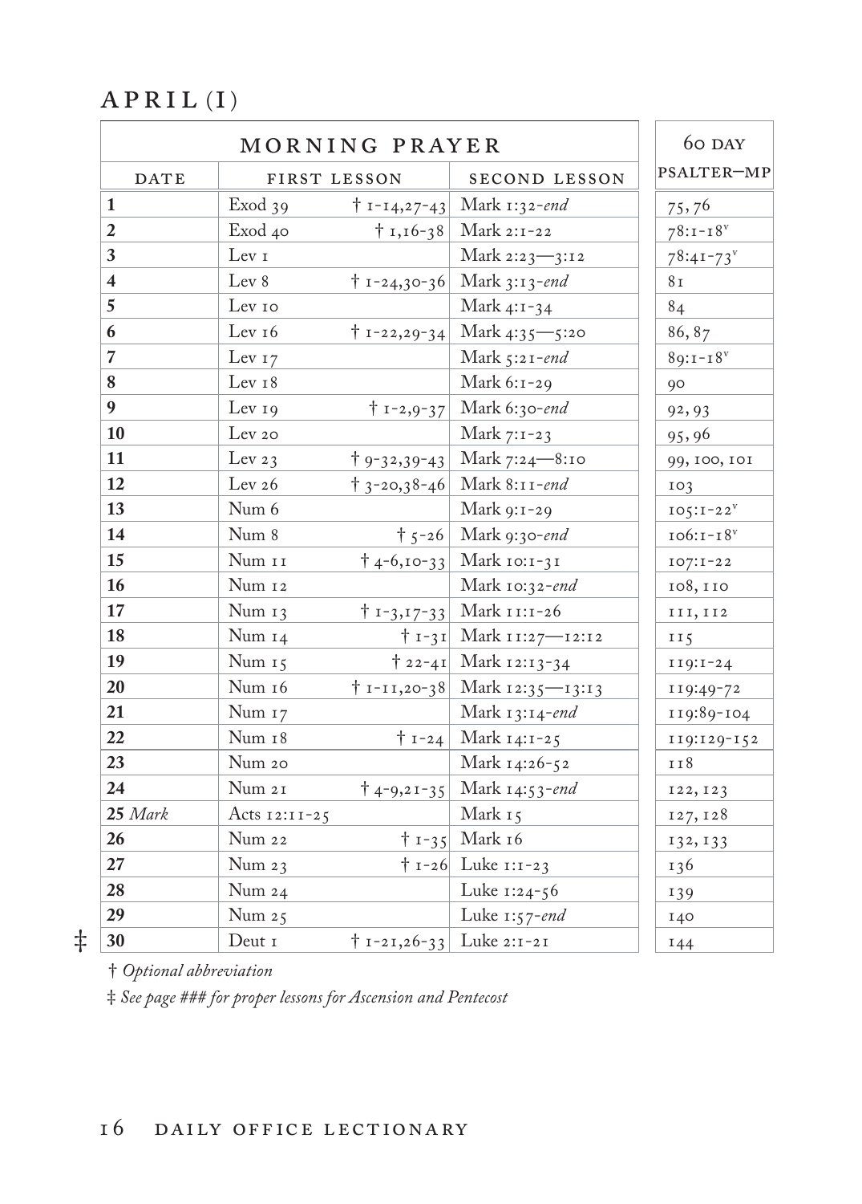## APRIL (I)

| MORNING PRAYER | | | | 60 DAY |
|---|---|---|---|---|
| DATE | FIRST LESSON | | SECOND LESSON | PSALTER—MP |
| **1** | Exod 39 | † 1-14,27-43 | Mark 1:32-*end* | 75, 76 |
| **2** | Exod 40 | † 1,16-38 | Mark 2:1-22 | 78:1-18^v |
| **3** | Lev 1 | | Mark 2:23—3:12 | 78:41-73^v |
| **4** | Lev 8 | † 1-24,30-36 | Mark 3:13-*end* | 81 |
| **5** | Lev 10 | | Mark 4:1-34 | 84 |
| **6** | Lev 16 | † 1-22,29-34 | Mark 4:35—5:20 | 86, 87 |
| **7** | Lev 17 | | Mark 5:21-*end* | 89:1-18^v |
| **8** | Lev 18 | | Mark 6:1-29 | 90 |
| **9** | Lev 19 | † 1-2,9-37 | Mark 6:30-*end* | 92, 93 |
| **10** | Lev 20 | | Mark 7:1-23 | 95, 96 |
| **11** | Lev 23 | † 9-32,39-43 | Mark 7:24—8:10 | 99, 100, 101 |
| **12** | Lev 26 | † 3-20,38-46 | Mark 8:11-*end* | 103 |
| **13** | Num 6 | | Mark 9:1-29 | 105:1-22^v |
| **14** | Num 8 | † 5-26 | Mark 9:30-*end* | 106:1-18^v |
| **15** | Num 11 | † 4-6,10-33 | Mark 10:1-31 | 107:1-22 |
| **16** | Num 12 | | Mark 10:32-*end* | 108, 110 |
| **17** | Num 13 | † 1-3,17-33 | Mark 11:1-26 | 111, 112 |
| **18** | Num 14 | † 1-31 | Mark 11:27—12:12 | 115 |
| **19** | Num 15 | † 22-41 | Mark 12:13-34 | 119:1-24 |
| **20** | Num 16 | † 1-11,20-38 | Mark 12:35—13:13 | 119:49-72 |
| **21** | Num 17 | | Mark 13:14-*end* | 119:89-104 |
| **22** | Num 18 | † 1-24 | Mark 14:1-25 | 119:129-152 |
| **23** | Num 20 | | Mark 14:26-52 | 118 |
| **24** | Num 21 | † 4-9,21-35 | Mark 14:53-*end* | 122, 123 |
| **25** *Mark* | Acts 12:11-25 | | Mark 15 | 127, 128 |
| **26** | Num 22 | † 1-35 | Mark 16 | 132, 133 |
| **27** | Num 23 | † 1-26 | Luke 1:1-23 | 136 |
| **28** | Num 24 | | Luke 1:24-56 | 139 |
| **29** | Num 25 | | Luke 1:57-*end* | 140 |
| ‡ **30** | Deut 1 | † 1-21,26-33 | Luke 2:1-21 | 144 |

† *Optional abbreviation*

‡ *See page ### for proper lessons for Ascension and Pentecost*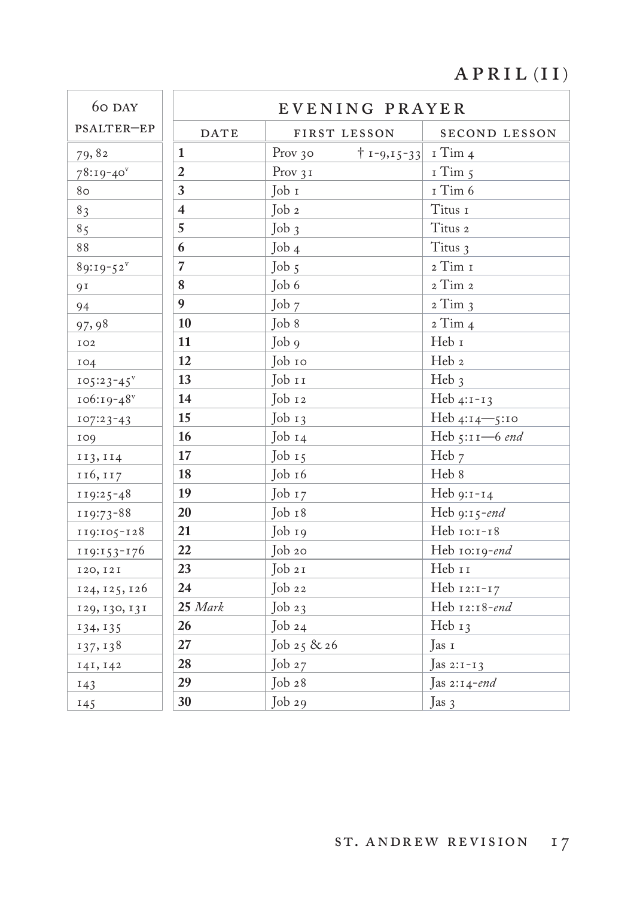# APRIL (II)

| 60 DAY PSALTER—EP | EVENING PRAYER | | |
|---|---|---|---|
| | DATE | FIRST LESSON | SECOND LESSON |
| 79, 82 | **1** | Prov 30 † 1-9,15-33 | 1 Tim 4 |
| 78:19-40[v] | **2** | Prov 31 | 1 Tim 5 |
| 80 | **3** | Job 1 | 1 Tim 6 |
| 83 | **4** | Job 2 | Titus 1 |
| 85 | **5** | Job 3 | Titus 2 |
| 88 | **6** | Job 4 | Titus 3 |
| 89:19-52[v] | **7** | Job 5 | 2 Tim 1 |
| 91 | **8** | Job 6 | 2 Tim 2 |
| 94 | **9** | Job 7 | 2 Tim 3 |
| 97, 98 | **10** | Job 8 | 2 Tim 4 |
| 102 | **11** | Job 9 | Heb 1 |
| 104 | **12** | Job 10 | Heb 2 |
| 105:23-45[v] | **13** | Job 11 | Heb 3 |
| 106:19-48[v] | **14** | Job 12 | Heb 4:1-13 |
| 107:23-43 | **15** | Job 13 | Heb 4:14—5:10 |
| 109 | **16** | Job 14 | Heb 5:11—6 *end* |
| 113, 114 | **17** | Job 15 | Heb 7 |
| 116, 117 | **18** | Job 16 | Heb 8 |
| 119:25-48 | **19** | Job 17 | Heb 9:1-14 |
| 119:73-88 | **20** | Job 18 | Heb 9:15-*end* |
| 119:105-128 | **21** | Job 19 | Heb 10:1-18 |
| 119:153-176 | **22** | Job 20 | Heb 10:19-*end* |
| 120, 121 | **23** | Job 21 | Heb 11 |
| 124, 125, 126 | **24** | Job 22 | Heb 12:1-17 |
| 129, 130, 131 | **25** *Mark* | Job 23 | Heb 12:18-*end* |
| 134, 135 | **26** | Job 24 | Heb 13 |
| 137, 138 | **27** | Job 25 & 26 | Jas 1 |
| 141, 142 | **28** | Job 27 | Jas 2:1-13 |
| 143 | **29** | Job 28 | Jas 2:14-*end* |
| 145 | **30** | Job 29 | Jas 3 |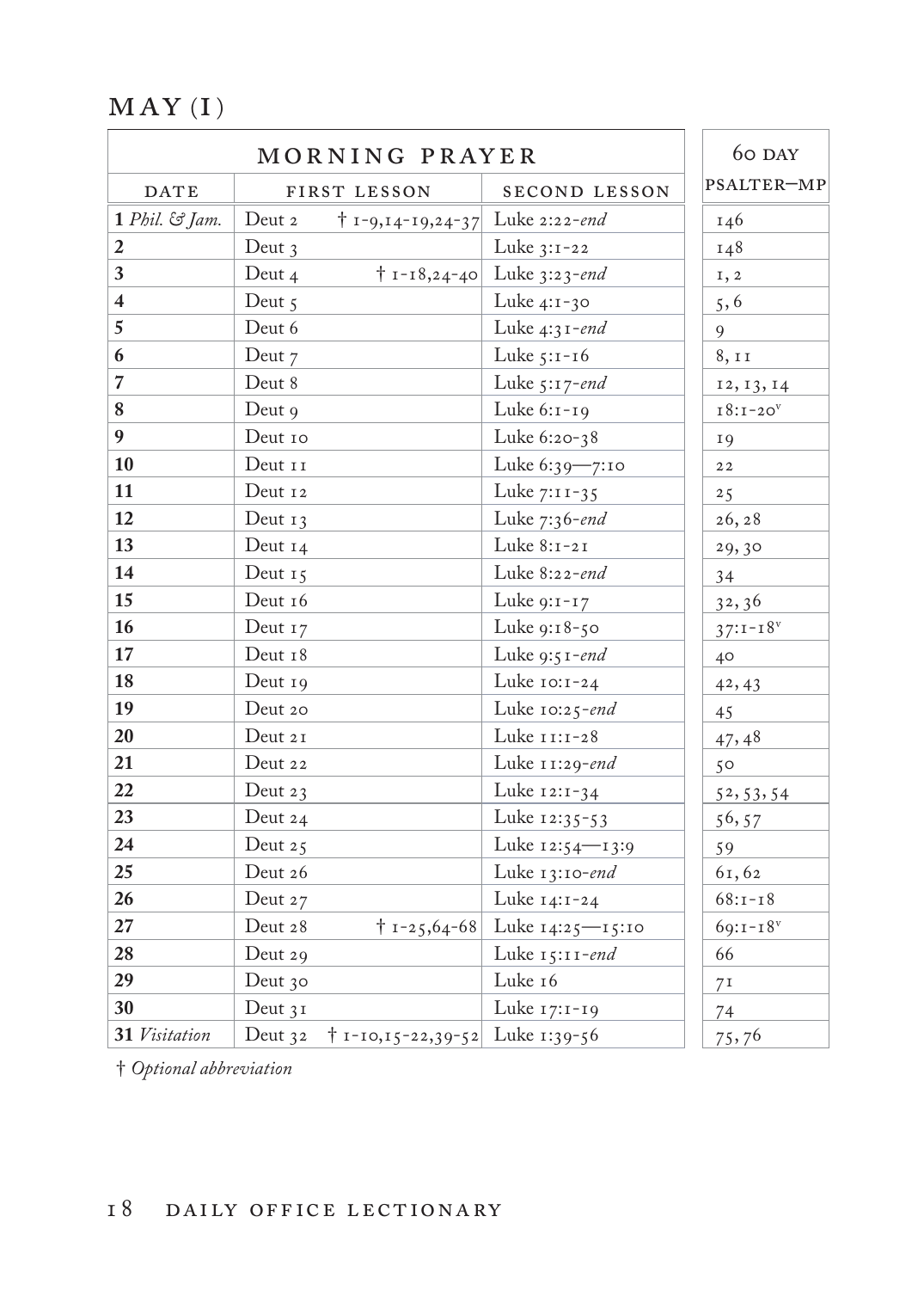# MAY (I)

| MORNING PRAYER | | | 60 DAY |
|---|---|---|---|
| DATE | FIRST LESSON | SECOND LESSON | PSALTER—MP |
| **1** *Phil. & Jam.* | Deut 2 † 1-9,14-19,24-37 | Luke 2:22-*end* | 146 |
| **2** | Deut 3 | Luke 3:1-22 | 148 |
| **3** | Deut 4 † 1-18,24-40 | Luke 3:23-*end* | 1, 2 |
| **4** | Deut 5 | Luke 4:1-30 | 5, 6 |
| **5** | Deut 6 | Luke 4:31-*end* | 9 |
| **6** | Deut 7 | Luke 5:1-16 | 8, 11 |
| **7** | Deut 8 | Luke 5:17-*end* | 12, 13, 14 |
| **8** | Deut 9 | Luke 6:1-19 | 18:1-20[v] |
| **9** | Deut 10 | Luke 6:20-38 | 19 |
| **10** | Deut 11 | Luke 6:39—7:10 | 22 |
| **11** | Deut 12 | Luke 7:11-35 | 25 |
| **12** | Deut 13 | Luke 7:36-*end* | 26, 28 |
| **13** | Deut 14 | Luke 8:1-21 | 29, 30 |
| **14** | Deut 15 | Luke 8:22-*end* | 34 |
| **15** | Deut 16 | Luke 9:1-17 | 32, 36 |
| **16** | Deut 17 | Luke 9:18-50 | 37:1-18[v] |
| **17** | Deut 18 | Luke 9:51-*end* | 40 |
| **18** | Deut 19 | Luke 10:1-24 | 42, 43 |
| **19** | Deut 20 | Luke 10:25-*end* | 45 |
| **20** | Deut 21 | Luke 11:1-28 | 47, 48 |
| **21** | Deut 22 | Luke 11:29-*end* | 50 |
| **22** | Deut 23 | Luke 12:1-34 | 52, 53, 54 |
| **23** | Deut 24 | Luke 12:35-53 | 56, 57 |
| **24** | Deut 25 | Luke 12:54—13:9 | 59 |
| **25** | Deut 26 | Luke 13:10-*end* | 61, 62 |
| **26** | Deut 27 | Luke 14:1-24 | 68:1-18 |
| **27** | Deut 28 † 1-25,64-68 | Luke 14:25—15:10 | 69:1-18[v] |
| **28** | Deut 29 | Luke 15:11-*end* | 66 |
| **29** | Deut 30 | Luke 16 | 71 |
| **30** | Deut 31 | Luke 17:1-19 | 74 |
| **31** *Visitation* | Deut 32 † 1-10,15-22,39-52 | Luke 1:39-56 | 75, 76 |

† *Optional abbreviation*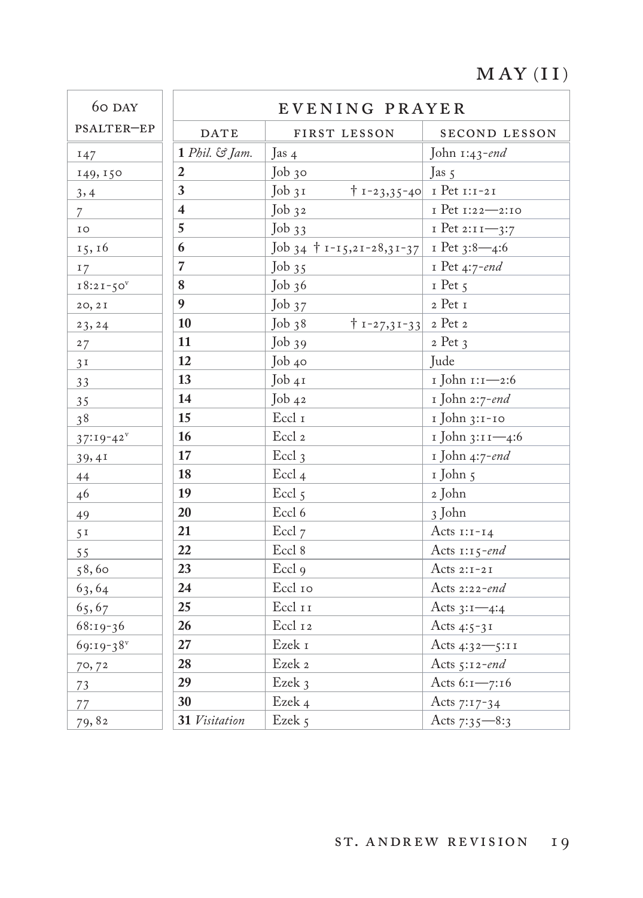# MAY (II)

| 60 DAY PSALTER—EP | DATE | FIRST LESSON | SECOND LESSON |
|---|---|---|---|
| | **EVENING PRAYER** | | |
| 147 | **1** *Phil. & Jam.* | Jas 4 | John 1:43-*end* |
| 149, 150 | **2** | Job 30 | Jas 5 |
| 3, 4 | **3** | Job 31 † 1-23,35-40 | 1 Pet 1:1-21 |
| 7 | **4** | Job 32 | 1 Pet 1:22—2:10 |
| 10 | **5** | Job 33 | 1 Pet 2:11—3:7 |
| 15, 16 | **6** | Job 34 † 1-15,21-28,31-37 | 1 Pet 3:8—4:6 |
| 17 | **7** | Job 35 | 1 Pet 4:7-*end* |
| 18:21-50[v] | **8** | Job 36 | 1 Pet 5 |
| 20, 21 | **9** | Job 37 | 2 Pet 1 |
| 23, 24 | **10** | Job 38 † 1-27,31-33 | 2 Pet 2 |
| 27 | **11** | Job 39 | 2 Pet 3 |
| 31 | **12** | Job 40 | Jude |
| 33 | **13** | Job 41 | 1 John 1:1—2:6 |
| 35 | **14** | Job 42 | 1 John 2:7-*end* |
| 38 | **15** | Eccl 1 | 1 John 3:1-10 |
| 37:19-42[v] | **16** | Eccl 2 | 1 John 3:11—4:6 |
| 39, 41 | **17** | Eccl 3 | 1 John 4:7-*end* |
| 44 | **18** | Eccl 4 | 1 John 5 |
| 46 | **19** | Eccl 5 | 2 John |
| 49 | **20** | Eccl 6 | 3 John |
| 51 | **21** | Eccl 7 | Acts 1:1-14 |
| 55 | **22** | Eccl 8 | Acts 1:15-*end* |
| 58, 60 | **23** | Eccl 9 | Acts 2:1-21 |
| 63, 64 | **24** | Eccl 10 | Acts 2:22-*end* |
| 65, 67 | **25** | Eccl 11 | Acts 3:1—4:4 |
| 68:19-36 | **26** | Eccl 12 | Acts 4:5-31 |
| 69:19-38[v] | **27** | Ezek 1 | Acts 4:32—5:11 |
| 70, 72 | **28** | Ezek 2 | Acts 5:12-*end* |
| 73 | **29** | Ezek 3 | Acts 6:1—7:16 |
| 77 | **30** | Ezek 4 | Acts 7:17-34 |
| 79, 82 | **31** *Visitation* | Ezek 5 | Acts 7:35—8:3 |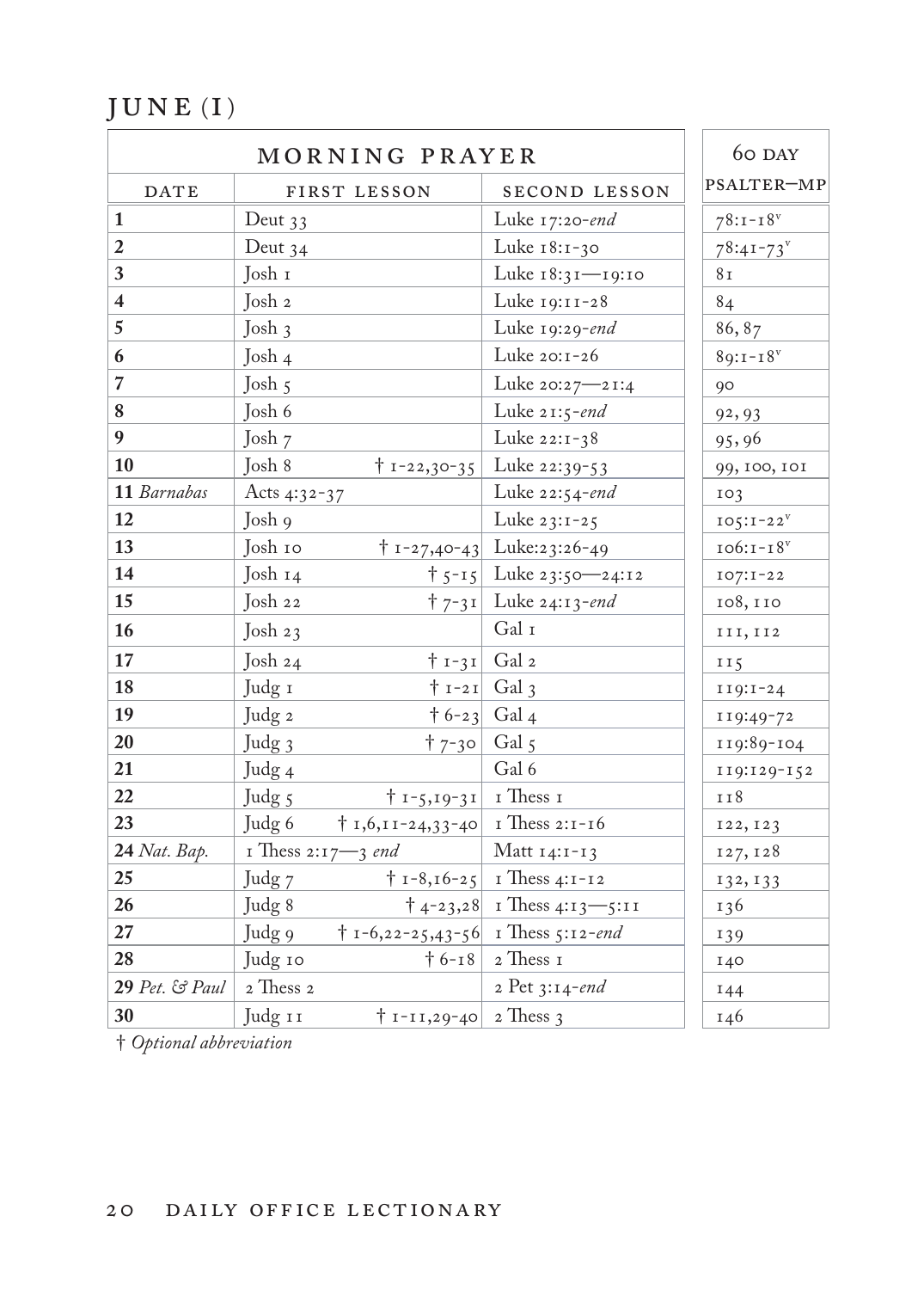# JUNE (I)

| MORNING PRAYER | | | 60 DAY |
|---|---|---|---|
| DATE | FIRST LESSON | SECOND LESSON | PSALTER—MP |
| **1** | Deut 33 | Luke 17:20-*end* | 78:1-18[v] |
| **2** | Deut 34 | Luke 18:1-30 | 78:41-73[v] |
| **3** | Josh 1 | Luke 18:31—19:10 | 81 |
| **4** | Josh 2 | Luke 19:11-28 | 84 |
| **5** | Josh 3 | Luke 19:29-*end* | 86, 87 |
| **6** | Josh 4 | Luke 20:1-26 | 89:1-18[v] |
| **7** | Josh 5 | Luke 20:27—21:4 | 90 |
| **8** | Josh 6 | Luke 21:5-*end* | 92, 93 |
| **9** | Josh 7 | Luke 22:1-38 | 95, 96 |
| **10** | Josh 8 † 1-22,30-35 | Luke 22:39-53 | 99, 100, 101 |
| **11** *Barnabas* | Acts 4:32-37 | Luke 22:54-*end* | 103 |
| **12** | Josh 9 | Luke 23:1-25 | 105:1-22[v] |
| **13** | Josh 10 † 1-27,40-43 | Luke:23:26-49 | 106:1-18[v] |
| **14** | Josh 14 † 5-15 | Luke 23:50—24:12 | 107:1-22 |
| **15** | Josh 22 † 7-31 | Luke 24:13-*end* | 108, 110 |
| **16** | Josh 23 | Gal 1 | 111, 112 |
| **17** | Josh 24 † 1-31 | Gal 2 | 115 |
| **18** | Judg 1 † 1-21 | Gal 3 | 119:1-24 |
| **19** | Judg 2 † 6-23 | Gal 4 | 119:49-72 |
| **20** | Judg 3 † 7-30 | Gal 5 | 119:89-104 |
| **21** | Judg 4 | Gal 6 | 119:129-152 |
| **22** | Judg 5 † 1-5,19-31 | 1 Thess 1 | 118 |
| **23** | Judg 6 † 1,6,11-24,33-40 | 1 Thess 2:1-16 | 122, 123 |
| **24** *Nat. Bap.* | 1 Thess 2:17—3 *end* | Matt 14:1-13 | 127, 128 |
| **25** | Judg 7 † 1-8,16-25 | 1 Thess 4:1-12 | 132, 133 |
| **26** | Judg 8 † 4-23,28 | 1 Thess 4:13—5:11 | 136 |
| **27** | Judg 9 † 1-6,22-25,43-56 | 1 Thess 5:12-*end* | 139 |
| **28** | Judg 10 † 6-18 | 2 Thess 1 | 140 |
| **29** *Pet. & Paul* | 2 Thess 2 | 2 Pet 3:14-*end* | 144 |
| **30** | Judg 11 † 1-11,29-40 | 2 Thess 3 | 146 |

† *Optional abbreviation*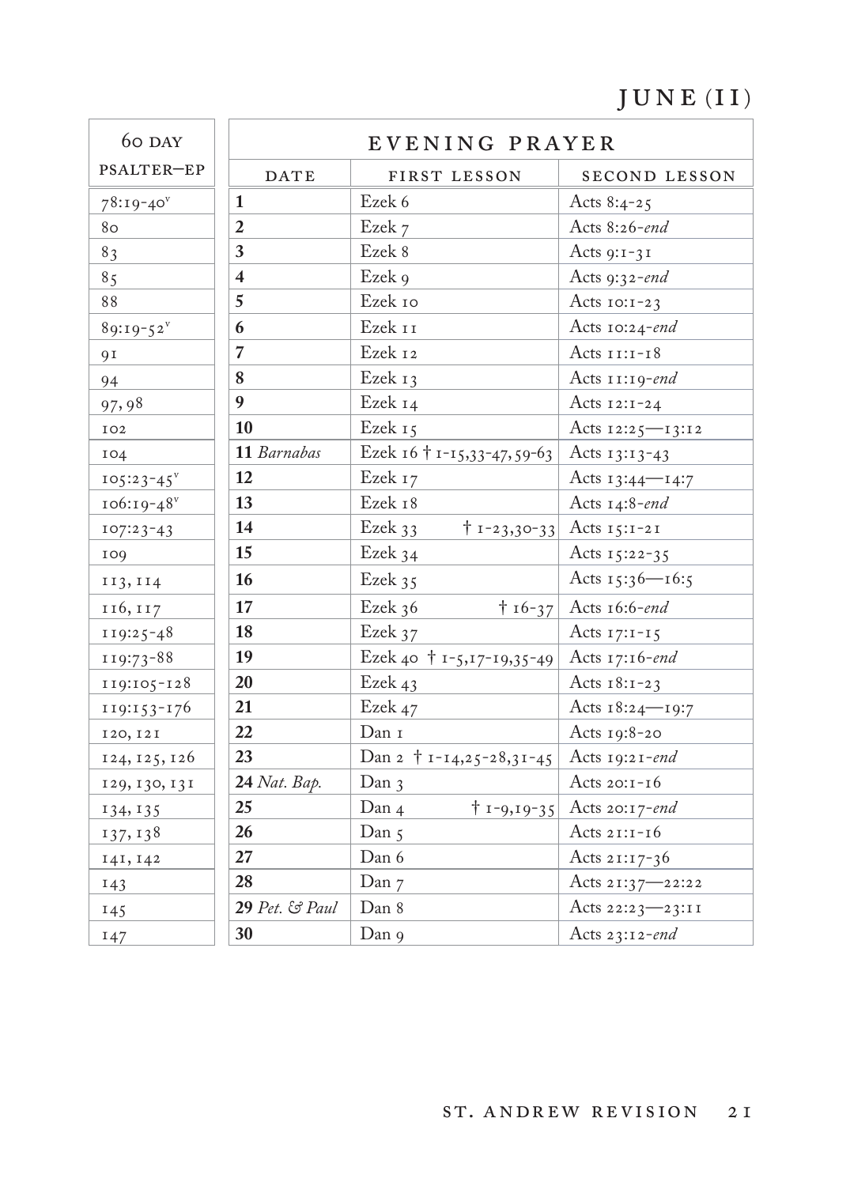# JUNE (II)

| 60 DAY PSALTER—EP | EVENING PRAYER | | |
|---|---|---|---|
| | DATE | FIRST LESSON | SECOND LESSON |
| 78:19-40$^{v}$ | **1** | Ezek 6 | Acts 8:4-25 |
| 80 | **2** | Ezek 7 | Acts 8:26-*end* |
| 83 | **3** | Ezek 8 | Acts 9:1-31 |
| 85 | **4** | Ezek 9 | Acts 9:32-*end* |
| 88 | **5** | Ezek 10 | Acts 10:1-23 |
| 89:19-52$^{v}$ | **6** | Ezek 11 | Acts 10:24-*end* |
| 91 | **7** | Ezek 12 | Acts 11:1-18 |
| 94 | **8** | Ezek 13 | Acts 11:19-*end* |
| 97, 98 | **9** | Ezek 14 | Acts 12:1-24 |
| 102 | **10** | Ezek 15 | Acts 12:25—13:12 |
| 104 | **11** *Barnabas* | Ezek 16 † 1-15,33-47,59-63 | Acts 13:13-43 |
| 105:23-45$^{v}$ | **12** | Ezek 17 | Acts 13:44—14:7 |
| 106:19-48$^{v}$ | **13** | Ezek 18 | Acts 14:8-*end* |
| 107:23-43 | **14** | Ezek 33 † 1-23,30-33 | Acts 15:1-21 |
| 109 | **15** | Ezek 34 | Acts 15:22-35 |
| 113, 114 | **16** | Ezek 35 | Acts 15:36—16:5 |
| 116, 117 | **17** | Ezek 36 † 16-37 | Acts 16:6-*end* |
| 119:25-48 | **18** | Ezek 37 | Acts 17:1-15 |
| 119:73-88 | **19** | Ezek 40 † 1-5,17-19,35-49 | Acts 17:16-*end* |
| 119:105-128 | **20** | Ezek 43 | Acts 18:1-23 |
| 119:153-176 | **21** | Ezek 47 | Acts 18:24—19:7 |
| 120, 121 | **22** | Dan 1 | Acts 19:8-20 |
| 124, 125, 126 | **23** | Dan 2 † 1-14,25-28,31-45 | Acts 19:21-*end* |
| 129, 130, 131 | **24** *Nat. Bap.* | Dan 3 | Acts 20:1-16 |
| 134, 135 | **25** | Dan 4 † 1-9,19-35 | Acts 20:17-*end* |
| 137, 138 | **26** | Dan 5 | Acts 21:1-16 |
| 141, 142 | **27** | Dan 6 | Acts 21:17-36 |
| 143 | **28** | Dan 7 | Acts 21:37—22:22 |
| 145 | **29** *Pet. & Paul* | Dan 8 | Acts 22:23—23:11 |
| 147 | **30** | Dan 9 | Acts 23:12-*end* |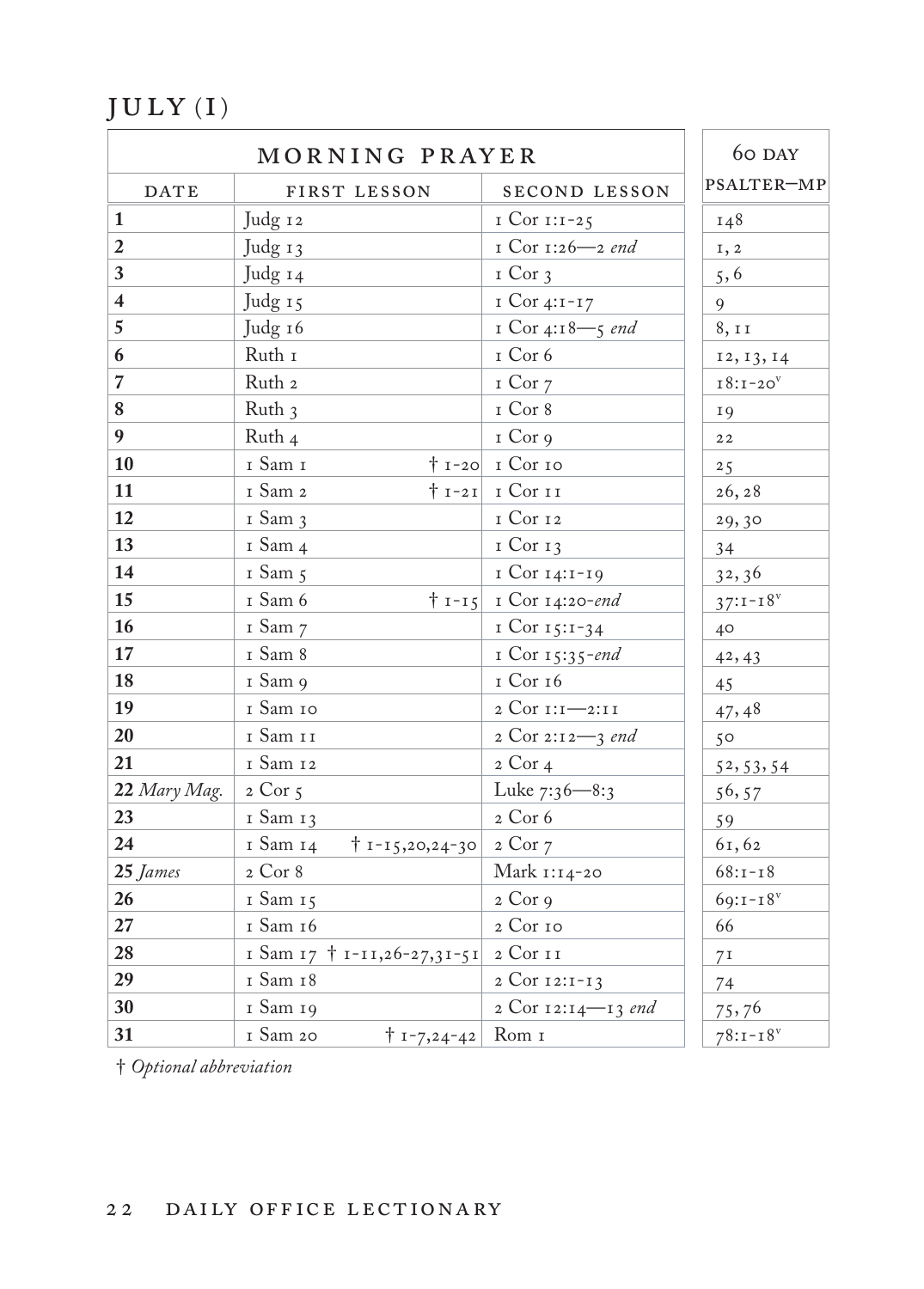# JULY (I)

| MORNING PRAYER | | | 60 DAY |
|---|---|---|---|
| DATE | FIRST LESSON | SECOND LESSON | PSALTER—MP |
| **1** | Judg 12 | 1 Cor 1:1-25 | 148 |
| **2** | Judg 13 | 1 Cor 1:26—2 *end* | 1, 2 |
| **3** | Judg 14 | 1 Cor 3 | 5, 6 |
| **4** | Judg 15 | 1 Cor 4:1-17 | 9 |
| **5** | Judg 16 | 1 Cor 4:18—5 *end* | 8, 11 |
| **6** | Ruth 1 | 1 Cor 6 | 12, 13, 14 |
| **7** | Ruth 2 | 1 Cor 7 | 18:1-20[v] |
| **8** | Ruth 3 | 1 Cor 8 | 19 |
| **9** | Ruth 4 | 1 Cor 9 | 22 |
| **10** | 1 Sam 1 † 1-20 | 1 Cor 10 | 25 |
| **11** | 1 Sam 2 † 1-21 | 1 Cor 11 | 26, 28 |
| **12** | 1 Sam 3 | 1 Cor 12 | 29, 30 |
| **13** | 1 Sam 4 | 1 Cor 13 | 34 |
| **14** | 1 Sam 5 | 1 Cor 14:1-19 | 32, 36 |
| **15** | 1 Sam 6 † 1-15 | 1 Cor 14:20-*end* | 37:1-18[v] |
| **16** | 1 Sam 7 | 1 Cor 15:1-34 | 40 |
| **17** | 1 Sam 8 | 1 Cor 15:35-*end* | 42, 43 |
| **18** | 1 Sam 9 | 1 Cor 16 | 45 |
| **19** | 1 Sam 10 | 2 Cor 1:1—2:11 | 47, 48 |
| **20** | 1 Sam 11 | 2 Cor 2:12—3 *end* | 50 |
| **21** | 1 Sam 12 | 2 Cor 4 | 52, 53, 54 |
| **22** *Mary Mag.* | 2 Cor 5 | Luke 7:36—8:3 | 56, 57 |
| **23** | 1 Sam 13 | 2 Cor 6 | 59 |
| **24** | 1 Sam 14 † 1-15,20,24-30 | 2 Cor 7 | 61, 62 |
| **25** *James* | 2 Cor 8 | Mark 1:14-20 | 68:1-18 |
| **26** | 1 Sam 15 | 2 Cor 9 | 69:1-18[v] |
| **27** | 1 Sam 16 | 2 Cor 10 | 66 |
| **28** | 1 Sam 17 † 1-11,26-27,31-51 | 2 Cor 11 | 71 |
| **29** | 1 Sam 18 | 2 Cor 12:1-13 | 74 |
| **30** | 1 Sam 19 | 2 Cor 12:14—13 *end* | 75, 76 |
| **31** | 1 Sam 20 † 1-7,24-42 | Rom 1 | 78:1-18[v] |

† *Optional abbreviation*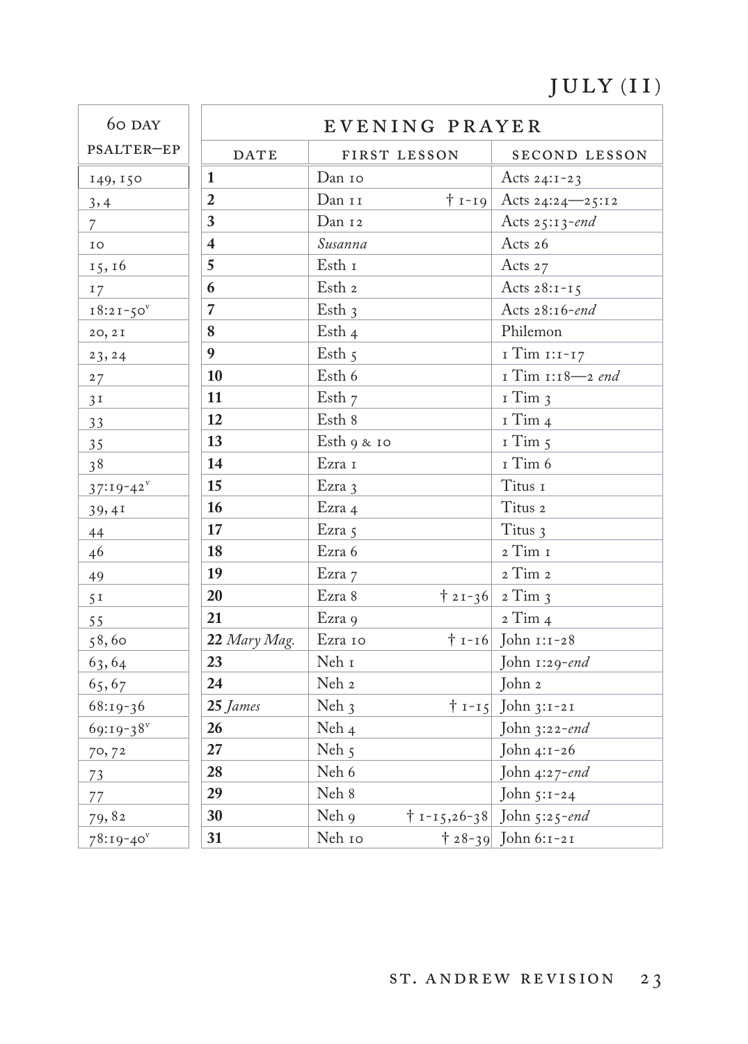# JULY (II)

| 60 DAY PSALTER—EP | EVENING PRAYER | | | |
|---|---|---|---|---|
| | DATE | FIRST LESSON | | SECOND LESSON |
| 149, 150 | **1** | Dan 10 | | Acts 24:1-23 |
| 3, 4 | **2** | Dan 11 | † 1-19 | Acts 24:24—25:12 |
| 7 | **3** | Dan 12 | | Acts 25:13-*end* |
| 10 | **4** | *Susanna* | | Acts 26 |
| 15, 16 | **5** | Esth 1 | | Acts 27 |
| 17 | **6** | Esth 2 | | Acts 28:1-15 |
| 18:21-50ᵛ | **7** | Esth 3 | | Acts 28:16-*end* |
| 20, 21 | **8** | Esth 4 | | Philemon |
| 23, 24 | **9** | Esth 5 | | 1 Tim 1:1-17 |
| 27 | **10** | Esth 6 | | 1 Tim 1:18—2 *end* |
| 31 | **11** | Esth 7 | | 1 Tim 3 |
| 33 | **12** | Esth 8 | | 1 Tim 4 |
| 35 | **13** | Esth 9 & 10 | | 1 Tim 5 |
| 38 | **14** | Ezra 1 | | 1 Tim 6 |
| 37:19-42ᵛ | **15** | Ezra 3 | | Titus 1 |
| 39, 41 | **16** | Ezra 4 | | Titus 2 |
| 44 | **17** | Ezra 5 | | Titus 3 |
| 46 | **18** | Ezra 6 | | 2 Tim 1 |
| 49 | **19** | Ezra 7 | | 2 Tim 2 |
| 51 | **20** | Ezra 8 | † 21-36 | 2 Tim 3 |
| 55 | **21** | Ezra 9 | | 2 Tim 4 |
| 58, 60 | **22** *Mary Mag.* | Ezra 10 | † 1-16 | John 1:1-28 |
| 63, 64 | **23** | Neh 1 | | John 1:29-*end* |
| 65, 67 | **24** | Neh 2 | | John 2 |
| 68:19-36 | **25** *James* | Neh 3 | † 1-15 | John 3:1-21 |
| 69:19-38ᵛ | **26** | Neh 4 | | John 3:22-*end* |
| 70, 72 | **27** | Neh 5 | | John 4:1-26 |
| 73 | **28** | Neh 6 | | John 4:27-*end* |
| 77 | **29** | Neh 8 | | John 5:1-24 |
| 79, 82 | **30** | Neh 9 | † 1-15,26-38 | John 5:25-*end* |
| 78:19-40ᵛ | **31** | Neh 10 | † 28-39 | John 6:1-21 |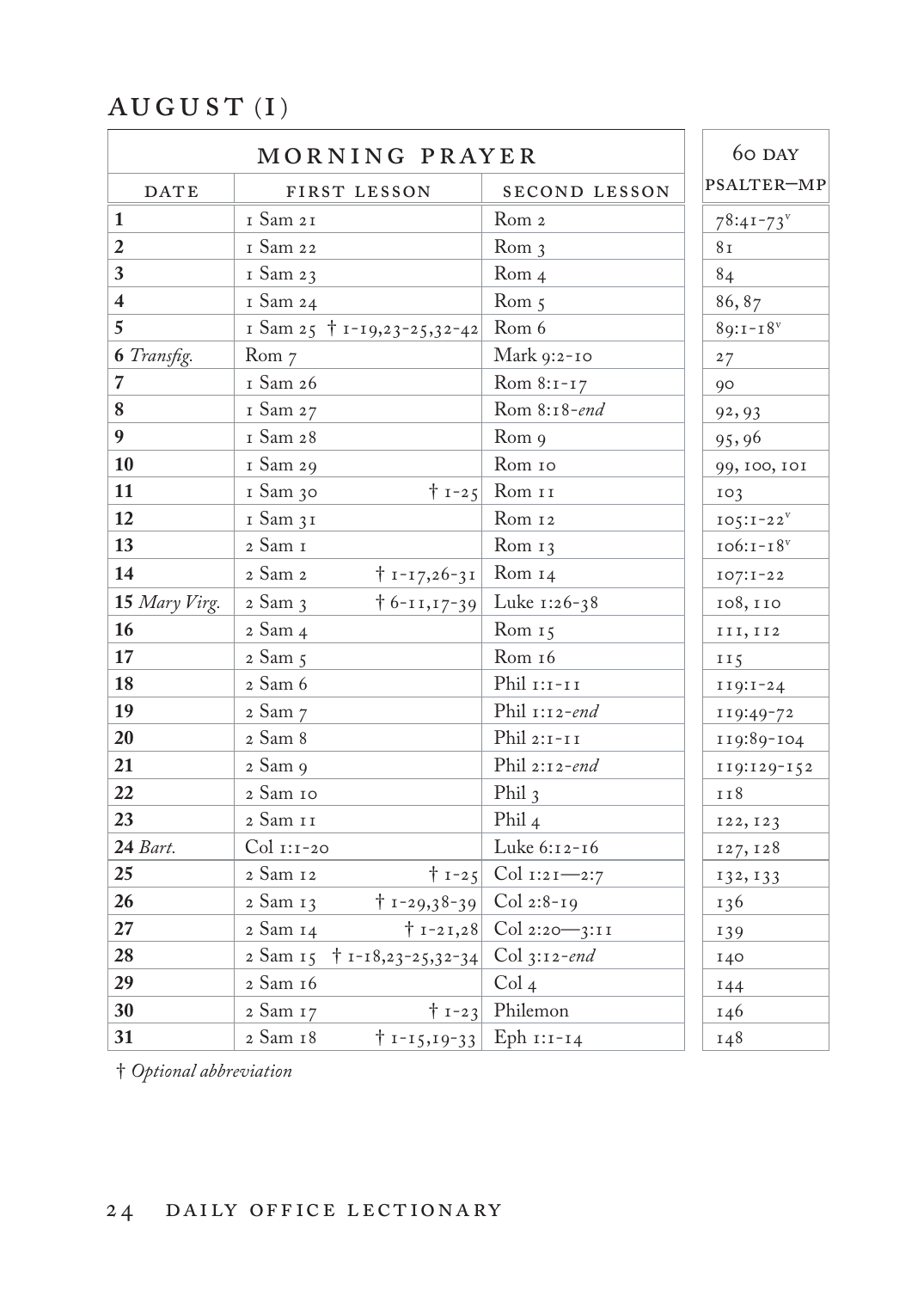## AUGUST (I)

| MORNING PRAYER | | | 60 DAY |
|---|---|---|---|
| DATE | FIRST LESSON | SECOND LESSON | PSALTER—MP |
| **1** | 1 Sam 21 | Rom 2 | 78:41-73$^{v}$ |
| **2** | 1 Sam 22 | Rom 3 | 81 |
| **3** | 1 Sam 23 | Rom 4 | 84 |
| **4** | 1 Sam 24 | Rom 5 | 86, 87 |
| **5** | 1 Sam 25 † 1-19,23-25,32-42 | Rom 6 | 89:1-18$^{v}$ |
| **6** *Transfig.* | Rom 7 | Mark 9:2-10 | 27 |
| **7** | 1 Sam 26 | Rom 8:1-17 | 90 |
| **8** | 1 Sam 27 | Rom 8:18-*end* | 92, 93 |
| **9** | 1 Sam 28 | Rom 9 | 95, 96 |
| **10** | 1 Sam 29 | Rom 10 | 99, 100, 101 |
| **11** | 1 Sam 30 † 1-25 | Rom 11 | 103 |
| **12** | 1 Sam 31 | Rom 12 | 105:1-22$^{v}$ |
| **13** | 2 Sam 1 | Rom 13 | 106:1-18$^{v}$ |
| **14** | 2 Sam 2 † 1-17,26-31 | Rom 14 | 107:1-22 |
| **15** *Mary Virg.* | 2 Sam 3 † 6-11,17-39 | Luke 1:26-38 | 108, 110 |
| **16** | 2 Sam 4 | Rom 15 | 111, 112 |
| **17** | 2 Sam 5 | Rom 16 | 115 |
| **18** | 2 Sam 6 | Phil 1:1-11 | 119:1-24 |
| **19** | 2 Sam 7 | Phil 1:12-*end* | 119:49-72 |
| **20** | 2 Sam 8 | Phil 2:1-11 | 119:89-104 |
| **21** | 2 Sam 9 | Phil 2:12-*end* | 119:129-152 |
| **22** | 2 Sam 10 | Phil 3 | 118 |
| **23** | 2 Sam 11 | Phil 4 | 122, 123 |
| **24** *Bart.* | Col 1:1-20 | Luke 6:12-16 | 127, 128 |
| **25** | 2 Sam 12 † 1-25 | Col 1:21—2:7 | 132, 133 |
| **26** | 2 Sam 13 † 1-29,38-39 | Col 2:8-19 | 136 |
| **27** | 2 Sam 14 † 1-21,28 | Col 2:20—3:11 | 139 |
| **28** | 2 Sam 15 † 1-18,23-25,32-34 | Col 3:12-*end* | 140 |
| **29** | 2 Sam 16 | Col 4 | 144 |
| **30** | 2 Sam 17 † 1-23 | Philemon | 146 |
| **31** | 2 Sam 18 † 1-15,19-33 | Eph 1:1-14 | 148 |

† *Optional abbreviation*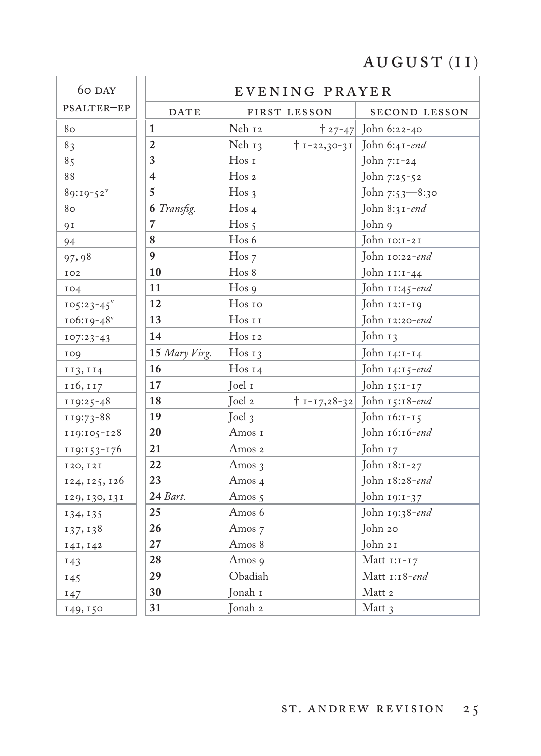# AUGUST (II)

| 60 DAY PSALTER—EP | EVENING PRAYER | | |
|---|---|---|---|
| | DATE | FIRST LESSON | SECOND LESSON |
| 80 | **1** | Neh 12 † 27-47 | John 6:22-40 |
| 83 | **2** | Neh 13 † 1-22,30-31 | John 6:41-*end* |
| 85 | **3** | Hos 1 | John 7:1-24 |
| 88 | **4** | Hos 2 | John 7:25-52 |
| 89:19-52[v] | **5** | Hos 3 | John 7:53—8:30 |
| 80 | **6** *Transfig.* | Hos 4 | John 8:31-*end* |
| 91 | **7** | Hos 5 | John 9 |
| 94 | **8** | Hos 6 | John 10:1-21 |
| 97, 98 | **9** | Hos 7 | John 10:22-*end* |
| 102 | **10** | Hos 8 | John 11:1-44 |
| 104 | **11** | Hos 9 | John 11:45-*end* |
| 105:23-45[v] | **12** | Hos 10 | John 12:1-19 |
| 106:19-48[v] | **13** | Hos 11 | John 12:20-*end* |
| 107:23-43 | **14** | Hos 12 | John 13 |
| 109 | **15** *Mary Virg.* | Hos 13 | John 14:1-14 |
| 113, 114 | **16** | Hos 14 | John 14:15-*end* |
| 116, 117 | **17** | Joel 1 | John 15:1-17 |
| 119:25-48 | **18** | Joel 2 † 1-17,28-32 | John 15:18-*end* |
| 119:73-88 | **19** | Joel 3 | John 16:1-15 |
| 119:105-128 | **20** | Amos 1 | John 16:16-*end* |
| 119:153-176 | **21** | Amos 2 | John 17 |
| 120, 121 | **22** | Amos 3 | John 18:1-27 |
| 124, 125, 126 | **23** | Amos 4 | John 18:28-*end* |
| 129, 130, 131 | **24** *Bart.* | Amos 5 | John 19:1-37 |
| 134, 135 | **25** | Amos 6 | John 19:38-*end* |
| 137, 138 | **26** | Amos 7 | John 20 |
| 141, 142 | **27** | Amos 8 | John 21 |
| 143 | **28** | Amos 9 | Matt 1:1-17 |
| 145 | **29** | Obadiah | Matt 1:18-*end* |
| 147 | **30** | Jonah 1 | Matt 2 |
| 149, 150 | **31** | Jonah 2 | Matt 3 |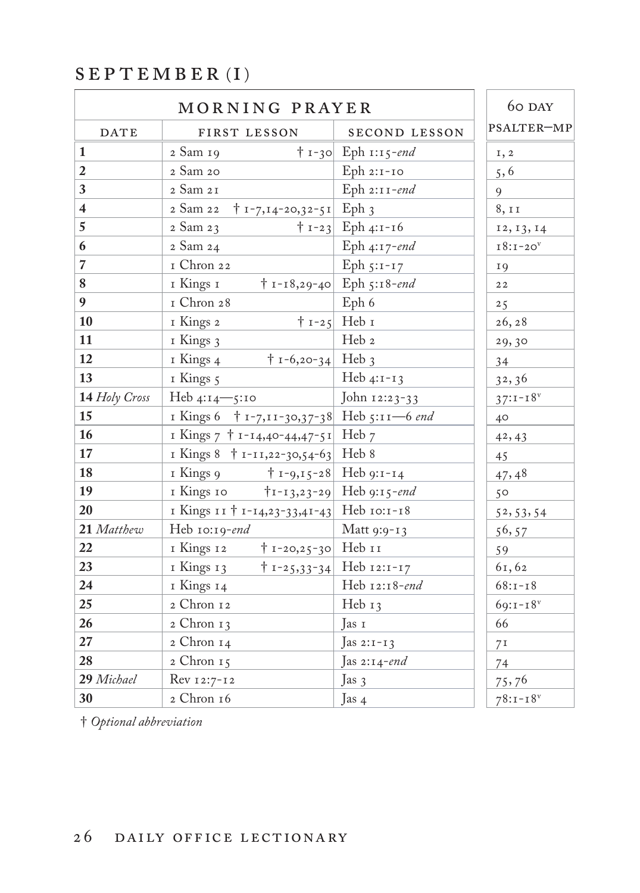## SEPTEMBER (I)

| MORNING PRAYER | | | 60 DAY |
|---|---|---|---|
| DATE | FIRST LESSON | SECOND LESSON | PSALTER—MP |
| **1** | 2 Sam 19 † 1-30 | Eph 1:15-*end* | 1, 2 |
| **2** | 2 Sam 20 | Eph 2:1-10 | 5, 6 |
| **3** | 2 Sam 21 | Eph 2:11-*end* | 9 |
| **4** | 2 Sam 22 † 1-7,14-20,32-51 | Eph 3 | 8, 11 |
| **5** | 2 Sam 23 † 1-23 | Eph 4:1-16 | 12, 13, 14 |
| **6** | 2 Sam 24 | Eph 4:17-*end* | 18:1-20v |
| **7** | 1 Chron 22 | Eph 5:1-17 | 19 |
| **8** | 1 Kings 1 † 1-18,29-40 | Eph 5:18-*end* | 22 |
| **9** | 1 Chron 28 | Eph 6 | 25 |
| **10** | 1 Kings 2 † 1-25 | Heb 1 | 26, 28 |
| **11** | 1 Kings 3 | Heb 2 | 29, 30 |
| **12** | 1 Kings 4 † 1-6,20-34 | Heb 3 | 34 |
| **13** | 1 Kings 5 | Heb 4:1-13 | 32, 36 |
| **14** *Holy Cross* | Heb 4:14—5:10 | John 12:23-33 | 37:1-18v |
| **15** | 1 Kings 6 † 1-7,11-30,37-38 | Heb 5:11—6 *end* | 40 |
| **16** | 1 Kings 7 † 1-14,40-44,47-51 | Heb 7 | 42, 43 |
| **17** | 1 Kings 8 † 1-11,22-30,54-63 | Heb 8 | 45 |
| **18** | 1 Kings 9 † 1-9,15-28 | Heb 9:1-14 | 47, 48 |
| **19** | 1 Kings 10 †1-13,23-29 | Heb 9:15-*end* | 50 |
| **20** | 1 Kings 11 † 1-14,23-33,41-43 | Heb 10:1-18 | 52, 53, 54 |
| **21** *Matthew* | Heb 10:19-*end* | Matt 9:9-13 | 56, 57 |
| **22** | 1 Kings 12 † 1-20,25-30 | Heb 11 | 59 |
| **23** | 1 Kings 13 † 1-25,33-34 | Heb 12:1-17 | 61, 62 |
| **24** | 1 Kings 14 | Heb 12:18-*end* | 68:1-18 |
| **25** | 2 Chron 12 | Heb 13 | 69:1-18v |
| **26** | 2 Chron 13 | Jas 1 | 66 |
| **27** | 2 Chron 14 | Jas 2:1-13 | 71 |
| **28** | 2 Chron 15 | Jas 2:14-*end* | 74 |
| **29** *Michael* | Rev 12:7-12 | Jas 3 | 75, 76 |
| **30** | 2 Chron 16 | Jas 4 | 78:1-18v |

† *Optional abbreviation*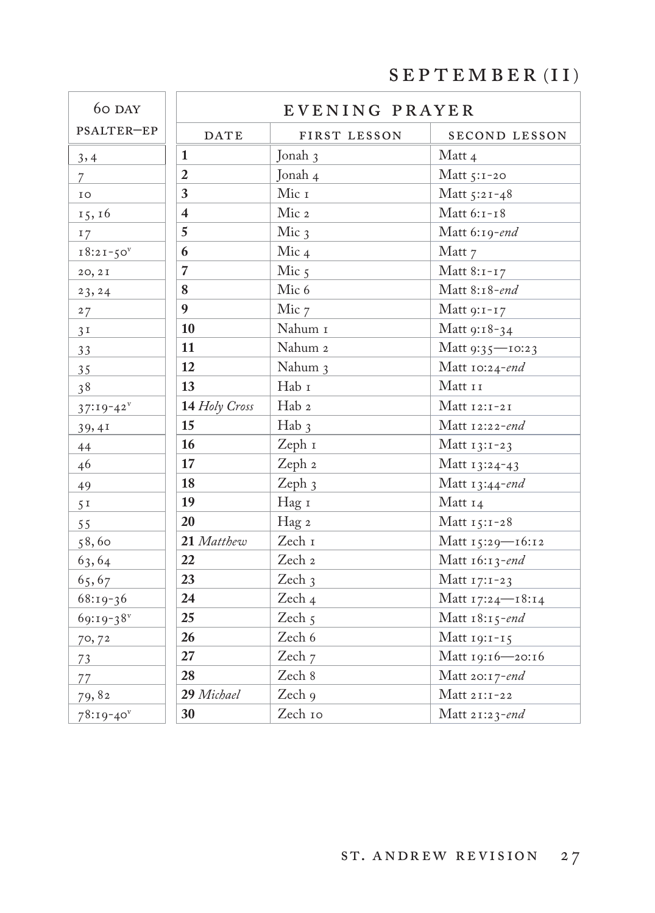## SEPTEMBER (II)

| 60 DAY PSALTER—EP | EVENING PRAYER | | |
|---|---|---|---|
| | DATE | FIRST LESSON | SECOND LESSON |
| 3, 4 | **1** | Jonah 3 | Matt 4 |
| 7 | **2** | Jonah 4 | Matt 5:1-20 |
| 10 | **3** | Mic 1 | Matt 5:21-48 |
| 15, 16 | **4** | Mic 2 | Matt 6:1-18 |
| 17 | **5** | Mic 3 | Matt 6:19-*end* |
| 18:21-50[v] | **6** | Mic 4 | Matt 7 |
| 20, 21 | **7** | Mic 5 | Matt 8:1-17 |
| 23, 24 | **8** | Mic 6 | Matt 8:18-*end* |
| 27 | **9** | Mic 7 | Matt 9:1-17 |
| 31 | **10** | Nahum 1 | Matt 9:18-34 |
| 33 | **11** | Nahum 2 | Matt 9:35—10:23 |
| 35 | **12** | Nahum 3 | Matt 10:24-*end* |
| 38 | **13** | Hab 1 | Matt 11 |
| 37:19-42[v] | **14** *Holy Cross* | Hab 2 | Matt 12:1-21 |
| 39, 41 | **15** | Hab 3 | Matt 12:22-*end* |
| 44 | **16** | Zeph 1 | Matt 13:1-23 |
| 46 | **17** | Zeph 2 | Matt 13:24-43 |
| 49 | **18** | Zeph 3 | Matt 13:44-*end* |
| 51 | **19** | Hag 1 | Matt 14 |
| 55 | **20** | Hag 2 | Matt 15:1-28 |
| 58, 60 | **21** *Matthew* | Zech 1 | Matt 15:29—16:12 |
| 63, 64 | **22** | Zech 2 | Matt 16:13-*end* |
| 65, 67 | **23** | Zech 3 | Matt 17:1-23 |
| 68:19-36 | **24** | Zech 4 | Matt 17:24—18:14 |
| 69:19-38[v] | **25** | Zech 5 | Matt 18:15-*end* |
| 70, 72 | **26** | Zech 6 | Matt 19:1-15 |
| 73 | **27** | Zech 7 | Matt 19:16—20:16 |
| 77 | **28** | Zech 8 | Matt 20:17-*end* |
| 79, 82 | **29** *Michael* | Zech 9 | Matt 21:1-22 |
| 78:19-40[v] | **30** | Zech 10 | Matt 21:23-*end* |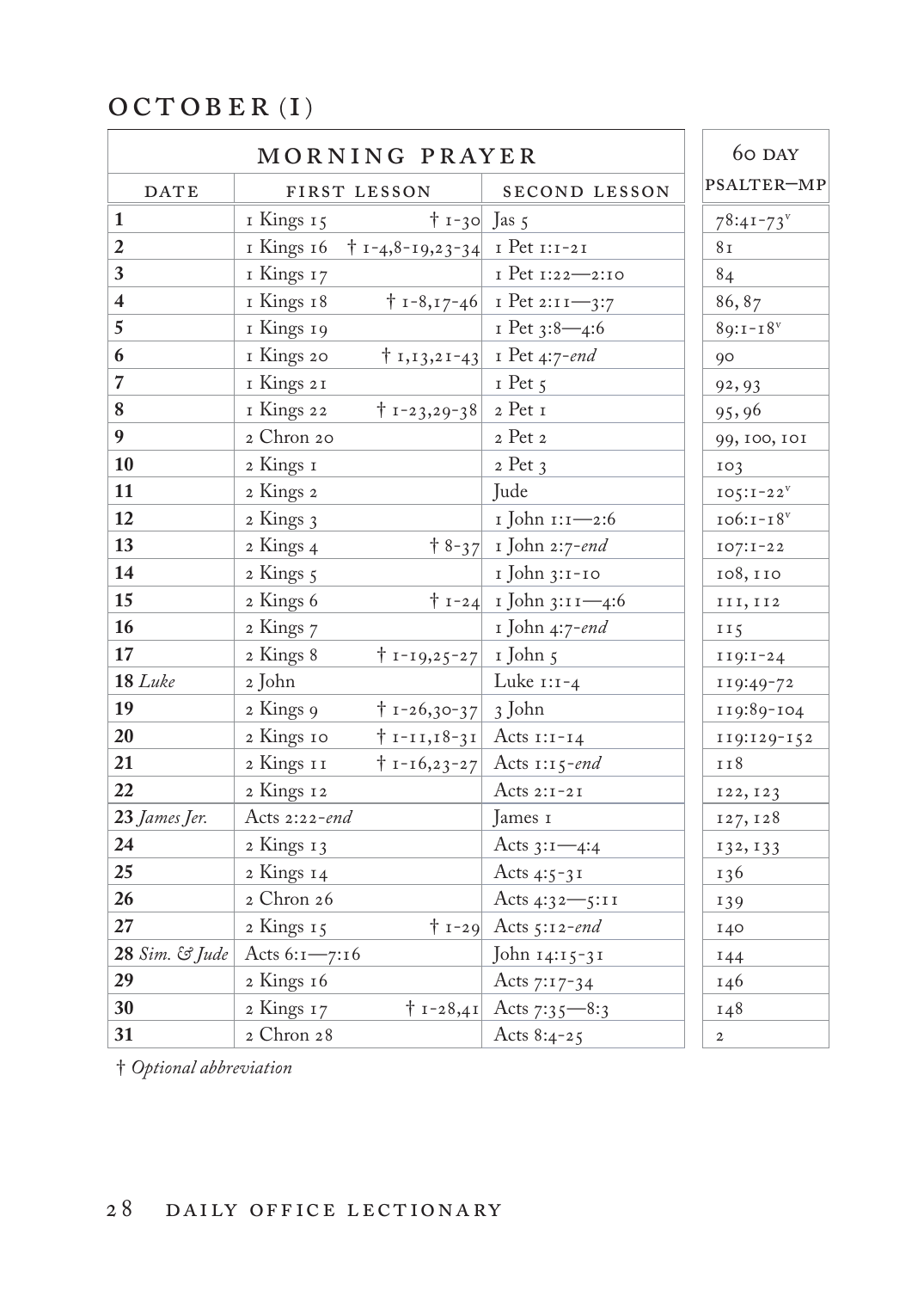# OCTOBER (I)

| MORNING PRAYER | | | 60 DAY PSALTER—MP |
|---|---|---|---|
| DATE | FIRST LESSON | SECOND LESSON | |
| **1** | 1 Kings 15 † 1-30 | Jas 5 | 78:41-73[v] |
| **2** | 1 Kings 16 † 1-4,8-19,23-34 | 1 Pet 1:1-21 | 81 |
| **3** | 1 Kings 17 | 1 Pet 1:22—2:10 | 84 |
| **4** | 1 Kings 18 † 1-8,17-46 | 1 Pet 2:11—3:7 | 86, 87 |
| **5** | 1 Kings 19 | 1 Pet 3:8—4:6 | 89:1-18[v] |
| **6** | 1 Kings 20 † 1,13,21-43 | 1 Pet 4:7-*end* | 90 |
| **7** | 1 Kings 21 | 1 Pet 5 | 92, 93 |
| **8** | 1 Kings 22 † 1-23,29-38 | 2 Pet 1 | 95, 96 |
| **9** | 2 Chron 20 | 2 Pet 2 | 99, 100, 101 |
| **10** | 2 Kings 1 | 2 Pet 3 | 103 |
| **11** | 2 Kings 2 | Jude | 105:1-22[v] |
| **12** | 2 Kings 3 | 1 John 1:1—2:6 | 106:1-18[v] |
| **13** | 2 Kings 4 † 8-37 | 1 John 2:7-*end* | 107:1-22 |
| **14** | 2 Kings 5 | 1 John 3:1-10 | 108, 110 |
| **15** | 2 Kings 6 † 1-24 | 1 John 3:11—4:6 | 111, 112 |
| **16** | 2 Kings 7 | 1 John 4:7-*end* | 115 |
| **17** | 2 Kings 8 † 1-19,25-27 | 1 John 5 | 119:1-24 |
| **18** *Luke* | 2 John | Luke 1:1-4 | 119:49-72 |
| **19** | 2 Kings 9 † 1-26,30-37 | 3 John | 119:89-104 |
| **20** | 2 Kings 10 † 1-11,18-31 | Acts 1:1-14 | 119:129-152 |
| **21** | 2 Kings 11 † 1-16,23-27 | Acts 1:15-*end* | 118 |
| **22** | 2 Kings 12 | Acts 2:1-21 | 122, 123 |
| **23** *James Jer.* | Acts 2:22-*end* | James 1 | 127, 128 |
| **24** | 2 Kings 13 | Acts 3:1—4:4 | 132, 133 |
| **25** | 2 Kings 14 | Acts 4:5-31 | 136 |
| **26** | 2 Chron 26 | Acts 4:32—5:11 | 139 |
| **27** | 2 Kings 15 † 1-29 | Acts 5:12-*end* | 140 |
| **28** *Sim. & Jude* | Acts 6:1—7:16 | John 14:15-31 | 144 |
| **29** | 2 Kings 16 | Acts 7:17-34 | 146 |
| **30** | 2 Kings 17 † 1-28,41 | Acts 7:35—8:3 | 148 |
| **31** | 2 Chron 28 | Acts 8:4-25 | 2 |

† *Optional abbreviation*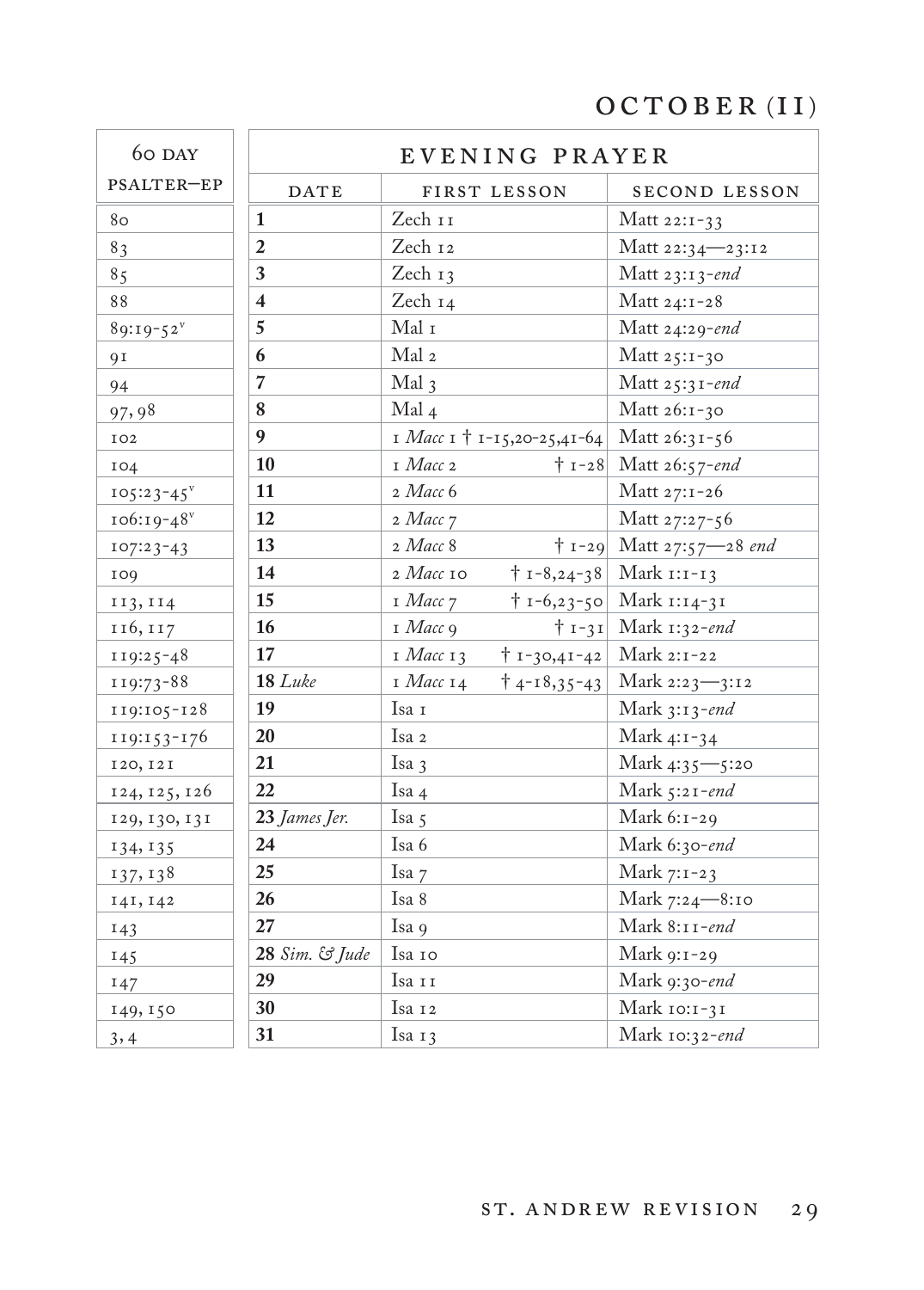# OCTOBER (II)

| 60 DAY PSALTER—EP | EVENING PRAYER | | |
|---|---|---|---|
| | DATE | FIRST LESSON | SECOND LESSON |
| 80 | **1** | Zech 11 | Matt 22:1-33 |
| 83 | **2** | Zech 12 | Matt 22:34—23:12 |
| 85 | **3** | Zech 13 | Matt 23:13-*end* |
| 88 | **4** | Zech 14 | Matt 24:1-28 |
| 89:19-52[v] | **5** | Mal 1 | Matt 24:29-*end* |
| 91 | **6** | Mal 2 | Matt 25:1-30 |
| 94 | **7** | Mal 3 | Matt 25:31-*end* |
| 97, 98 | **8** | Mal 4 | Matt 26:1-30 |
| 102 | **9** | 1 *Macc* 1 † 1-15,20-25,41-64 | Matt 26:31-56 |
| 104 | **10** | 1 *Macc* 2 † 1-28 | Matt 26:57-*end* |
| 105:23-45[v] | **11** | 2 *Macc* 6 | Matt 27:1-26 |
| 106:19-48[v] | **12** | 2 *Macc* 7 | Matt 27:27-56 |
| 107:23-43 | **13** | 2 *Macc* 8 † 1-29 | Matt 27:57—28 *end* |
| 109 | **14** | 2 *Macc* 10 † 1-8,24-38 | Mark 1:1-13 |
| 113, 114 | **15** | 1 *Macc* 7 † 1-6,23-50 | Mark 1:14-31 |
| 116, 117 | **16** | 1 *Macc* 9 † 1-31 | Mark 1:32-*end* |
| 119:25-48 | **17** | 1 *Macc* 13 † 1-30,41-42 | Mark 2:1-22 |
| 119:73-88 | **18** *Luke* | 1 *Macc* 14 † 4-18,35-43 | Mark 2:23—3:12 |
| 119:105-128 | **19** | Isa 1 | Mark 3:13-*end* |
| 119:153-176 | **20** | Isa 2 | Mark 4:1-34 |
| 120, 121 | **21** | Isa 3 | Mark 4:35—5:20 |
| 124, 125, 126 | **22** | Isa 4 | Mark 5:21-*end* |
| 129, 130, 131 | **23** *James Jer.* | Isa 5 | Mark 6:1-29 |
| 134, 135 | **24** | Isa 6 | Mark 6:30-*end* |
| 137, 138 | **25** | Isa 7 | Mark 7:1-23 |
| 141, 142 | **26** | Isa 8 | Mark 7:24—8:10 |
| 143 | **27** | Isa 9 | Mark 8:11-*end* |
| 145 | **28** *Sim. & Jude* | Isa 10 | Mark 9:1-29 |
| 147 | **29** | Isa 11 | Mark 9:30-*end* |
| 149, 150 | **30** | Isa 12 | Mark 10:1-31 |
| 3, 4 | **31** | Isa 13 | Mark 10:32-*end* |

ST. ANDREW REVISION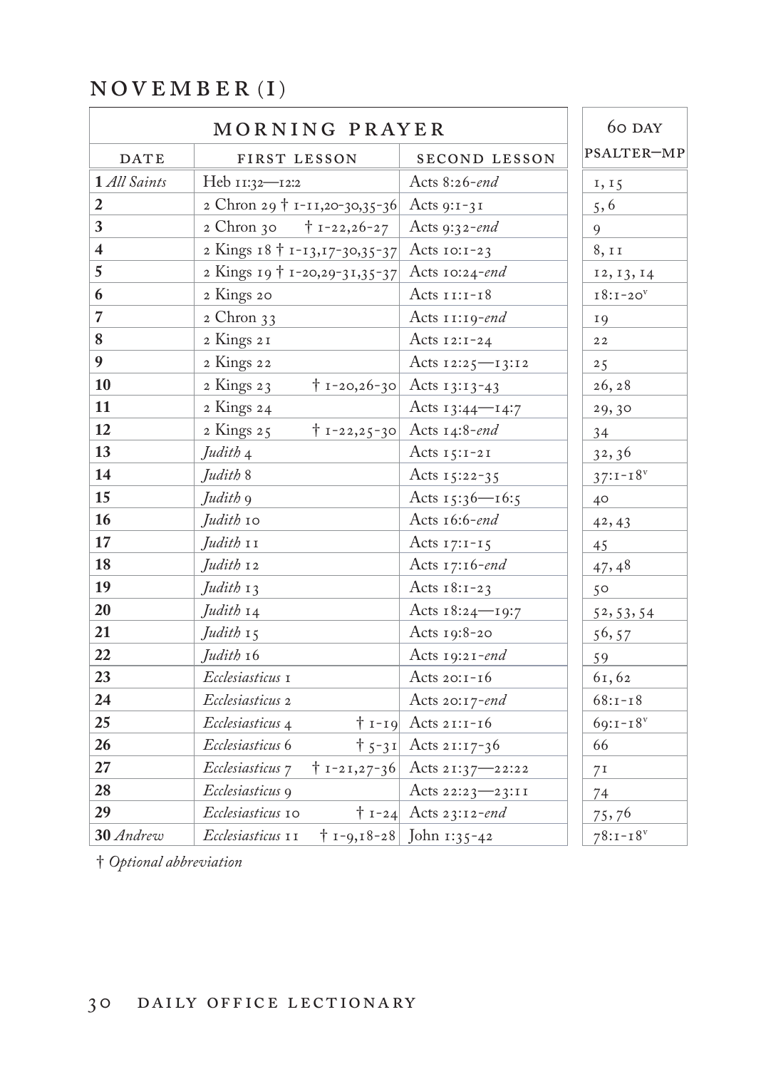# NOVEMBER (I)

| MORNING PRAYER | | | 60 DAY |
|---|---|---|---|
| DATE | FIRST LESSON | SECOND LESSON | PSALTER—MP |
| **1** *All Saints* | Heb 11:32—12:2 | Acts 8:26-*end* | 1, 15 |
| **2** | 2 Chron 29 † 1-11,20-30,35-36 | Acts 9:1-31 | 5, 6 |
| **3** | 2 Chron 30 † 1-22,26-27 | Acts 9:32-*end* | 9 |
| **4** | 2 Kings 18 † 1-13,17-30,35-37 | Acts 10:1-23 | 8, 11 |
| **5** | 2 Kings 19 † 1-20,29-31,35-37 | Acts 10:24-*end* | 12, 13, 14 |
| **6** | 2 Kings 20 | Acts 11:1-18 | 18:1-20v |
| **7** | 2 Chron 33 | Acts 11:19-*end* | 19 |
| **8** | 2 Kings 21 | Acts 12:1-24 | 22 |
| **9** | 2 Kings 22 | Acts 12:25—13:12 | 25 |
| **10** | 2 Kings 23 † 1-20,26-30 | Acts 13:13-43 | 26, 28 |
| **11** | 2 Kings 24 | Acts 13:44—14:7 | 29, 30 |
| **12** | 2 Kings 25 † 1-22,25-30 | Acts 14:8-*end* | 34 |
| **13** | *Judith* 4 | Acts 15:1-21 | 32, 36 |
| **14** | *Judith* 8 | Acts 15:22-35 | 37:1-18v |
| **15** | *Judith* 9 | Acts 15:36—16:5 | 40 |
| **16** | *Judith* 10 | Acts 16:6-*end* | 42, 43 |
| **17** | *Judith* 11 | Acts 17:1-15 | 45 |
| **18** | *Judith* 12 | Acts 17:16-*end* | 47, 48 |
| **19** | *Judith* 13 | Acts 18:1-23 | 50 |
| **20** | *Judith* 14 | Acts 18:24—19:7 | 52, 53, 54 |
| **21** | *Judith* 15 | Acts 19:8-20 | 56, 57 |
| **22** | *Judith* 16 | Acts 19:21-*end* | 59 |
| **23** | *Ecclesiasticus* 1 | Acts 20:1-16 | 61, 62 |
| **24** | *Ecclesiasticus* 2 | Acts 20:17-*end* | 68:1-18 |
| **25** | *Ecclesiasticus* 4 † 1-19 | Acts 21:1-16 | 69:1-18v |
| **26** | *Ecclesiasticus* 6 † 5-31 | Acts 21:17-36 | 66 |
| **27** | *Ecclesiasticus* 7 † 1-21,27-36 | Acts 21:37—22:22 | 71 |
| **28** | *Ecclesiasticus* 9 | Acts 22:23—23:11 | 74 |
| **29** | *Ecclesiasticus* 10 † 1-24 | Acts 23:12-*end* | 75, 76 |
| **30** *Andrew* | *Ecclesiasticus* 11 † 1-9,18-28 | John 1:35-42 | 78:1-18v |

† *Optional abbreviation*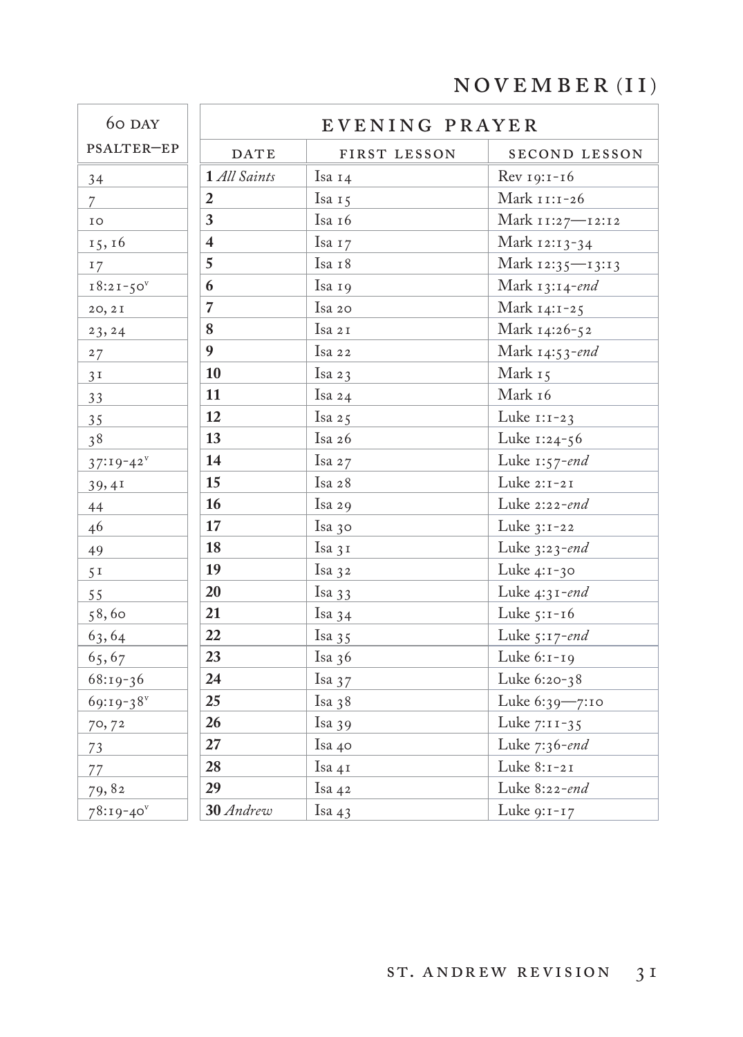# NOVEMBER (II)

| 60 DAY PSALTER—EP | EVENING PRAYER | | |
|---|---|---|---|
| | DATE | FIRST LESSON | SECOND LESSON |
| 34 | **1** *All Saints* | Isa 14 | Rev 19:1-16 |
| 7 | **2** | Isa 15 | Mark 11:1-26 |
| 10 | **3** | Isa 16 | Mark 11:27—12:12 |
| 15, 16 | **4** | Isa 17 | Mark 12:13-34 |
| 17 | **5** | Isa 18 | Mark 12:35—13:13 |
| 18:21-50[v] | **6** | Isa 19 | Mark 13:14-*end* |
| 20, 21 | **7** | Isa 20 | Mark 14:1-25 |
| 23, 24 | **8** | Isa 21 | Mark 14:26-52 |
| 27 | **9** | Isa 22 | Mark 14:53-*end* |
| 31 | **10** | Isa 23 | Mark 15 |
| 33 | **11** | Isa 24 | Mark 16 |
| 35 | **12** | Isa 25 | Luke 1:1-23 |
| 38 | **13** | Isa 26 | Luke 1:24-56 |
| 37:19-42[v] | **14** | Isa 27 | Luke 1:57-*end* |
| 39, 41 | **15** | Isa 28 | Luke 2:1-21 |
| 44 | **16** | Isa 29 | Luke 2:22-*end* |
| 46 | **17** | Isa 30 | Luke 3:1-22 |
| 49 | **18** | Isa 31 | Luke 3:23-*end* |
| 51 | **19** | Isa 32 | Luke 4:1-30 |
| 55 | **20** | Isa 33 | Luke 4:31-*end* |
| 58, 60 | **21** | Isa 34 | Luke 5:1-16 |
| 63, 64 | **22** | Isa 35 | Luke 5:17-*end* |
| 65, 67 | **23** | Isa 36 | Luke 6:1-19 |
| 68:19-36 | **24** | Isa 37 | Luke 6:20-38 |
| 69:19-38[v] | **25** | Isa 38 | Luke 6:39—7:10 |
| 70, 72 | **26** | Isa 39 | Luke 7:11-35 |
| 73 | **27** | Isa 40 | Luke 7:36-*end* |
| 77 | **28** | Isa 41 | Luke 8:1-21 |
| 79, 82 | **29** | Isa 42 | Luke 8:22-*end* |
| 78:19-40[v] | **30** *Andrew* | Isa 43 | Luke 9:1-17 |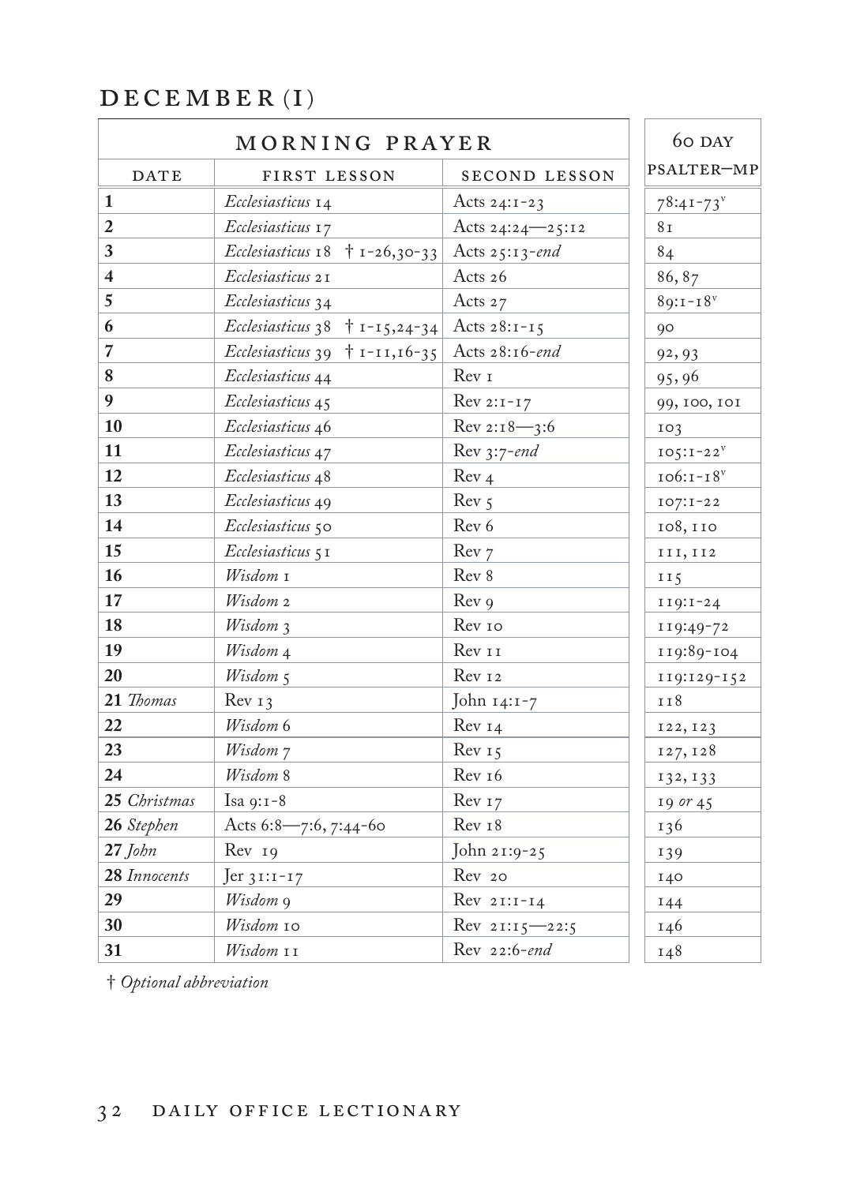## DECEMBER (I)

| MORNING PRAYER | | | 60 DAY |
|---|---|---|---|
| DATE | FIRST LESSON | SECOND LESSON | PSALTER—MP |
| **1** | *Ecclesiasticus* 14 | Acts 24:1-23 | 78:41-73^v |
| **2** | *Ecclesiasticus* 17 | Acts 24:24—25:12 | 81 |
| **3** | *Ecclesiasticus* 18 † 1-26,30-33 | Acts 25:13-*end* | 84 |
| **4** | *Ecclesiasticus* 21 | Acts 26 | 86, 87 |
| **5** | *Ecclesiasticus* 34 | Acts 27 | 89:1-18^v |
| **6** | *Ecclesiasticus* 38 † 1-15,24-34 | Acts 28:1-15 | 90 |
| **7** | *Ecclesiasticus* 39 † 1-11,16-35 | Acts 28:16-*end* | 92, 93 |
| **8** | *Ecclesiasticus* 44 | Rev 1 | 95, 96 |
| **9** | *Ecclesiasticus* 45 | Rev 2:1-17 | 99, 100, 101 |
| **10** | *Ecclesiasticus* 46 | Rev 2:18—3:6 | 103 |
| **11** | *Ecclesiasticus* 47 | Rev 3:7-*end* | 105:1-22^v |
| **12** | *Ecclesiasticus* 48 | Rev 4 | 106:1-18^v |
| **13** | *Ecclesiasticus* 49 | Rev 5 | 107:1-22 |
| **14** | *Ecclesiasticus* 50 | Rev 6 | 108, 110 |
| **15** | *Ecclesiasticus* 51 | Rev 7 | 111, 112 |
| **16** | *Wisdom* 1 | Rev 8 | 115 |
| **17** | *Wisdom* 2 | Rev 9 | 119:1-24 |
| **18** | *Wisdom* 3 | Rev 10 | 119:49-72 |
| **19** | *Wisdom* 4 | Rev 11 | 119:89-104 |
| **20** | *Wisdom* 5 | Rev 12 | 119:129-152 |
| **21** *Thomas* | Rev 13 | John 14:1-7 | 118 |
| **22** | *Wisdom* 6 | Rev 14 | 122, 123 |
| **23** | *Wisdom* 7 | Rev 15 | 127, 128 |
| **24** | *Wisdom* 8 | Rev 16 | 132, 133 |
| **25** *Christmas* | Isa 9:1-8 | Rev 17 | 19 *or* 45 |
| **26** *Stephen* | Acts 6:8—7:6, 7:44-60 | Rev 18 | 136 |
| **27** *John* | Rev 19 | John 21:9-25 | 139 |
| **28** *Innocents* | Jer 31:1-17 | Rev 20 | 140 |
| **29** | *Wisdom* 9 | Rev 21:1-14 | 144 |
| **30** | *Wisdom* 10 | Rev 21:15—22:5 | 146 |
| **31** | *Wisdom* 11 | Rev 22:6-*end* | 148 |

† *Optional abbreviation*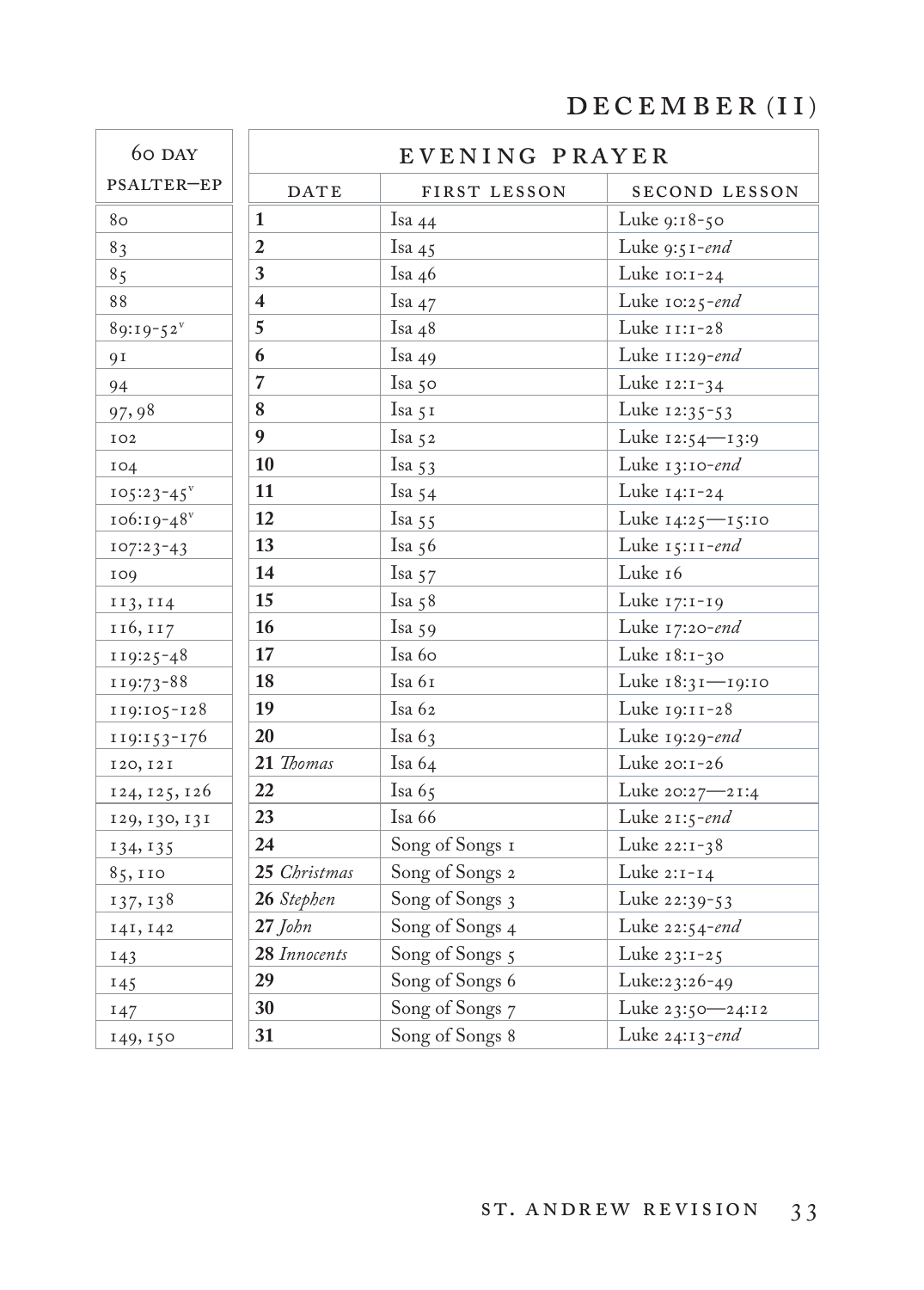# DECEMBER (II)

| 60 DAY PSALTER—EP | EVENING PRAYER | | |
|---|---|---|---|
| | DATE | FIRST LESSON | SECOND LESSON |
| 80 | **1** | Isa 44 | Luke 9:18-50 |
| 83 | **2** | Isa 45 | Luke 9:51-*end* |
| 85 | **3** | Isa 46 | Luke 10:1-24 |
| 88 | **4** | Isa 47 | Luke 10:25-*end* |
| 89:19-52[v] | **5** | Isa 48 | Luke 11:1-28 |
| 91 | **6** | Isa 49 | Luke 11:29-*end* |
| 94 | **7** | Isa 50 | Luke 12:1-34 |
| 97, 98 | **8** | Isa 51 | Luke 12:35-53 |
| 102 | **9** | Isa 52 | Luke 12:54—13:9 |
| 104 | **10** | Isa 53 | Luke 13:10-*end* |
| 105:23-45[v] | **11** | Isa 54 | Luke 14:1-24 |
| 106:19-48[v] | **12** | Isa 55 | Luke 14:25—15:10 |
| 107:23-43 | **13** | Isa 56 | Luke 15:11-*end* |
| 109 | **14** | Isa 57 | Luke 16 |
| 113, 114 | **15** | Isa 58 | Luke 17:1-19 |
| 116, 117 | **16** | Isa 59 | Luke 17:20-*end* |
| 119:25-48 | **17** | Isa 60 | Luke 18:1-30 |
| 119:73-88 | **18** | Isa 61 | Luke 18:31—19:10 |
| 119:105-128 | **19** | Isa 62 | Luke 19:11-28 |
| 119:153-176 | **20** | Isa 63 | Luke 19:29-*end* |
| 120, 121 | **21** *Thomas* | Isa 64 | Luke 20:1-26 |
| 124, 125, 126 | **22** | Isa 65 | Luke 20:27—21:4 |
| 129, 130, 131 | **23** | Isa 66 | Luke 21:5-*end* |
| 134, 135 | **24** | Song of Songs 1 | Luke 22:1-38 |
| 85, 110 | **25** *Christmas* | Song of Songs 2 | Luke 2:1-14 |
| 137, 138 | **26** *Stephen* | Song of Songs 3 | Luke 22:39-53 |
| 141, 142 | **27** *John* | Song of Songs 4 | Luke 22:54-*end* |
| 143 | **28** *Innocents* | Song of Songs 5 | Luke 23:1-25 |
| 145 | **29** | Song of Songs 6 | Luke:23:26-49 |
| 147 | **30** | Song of Songs 7 | Luke 23:50—24:12 |
| 149, 150 | **31** | Song of Songs 8 | Luke 24:13-*end* |